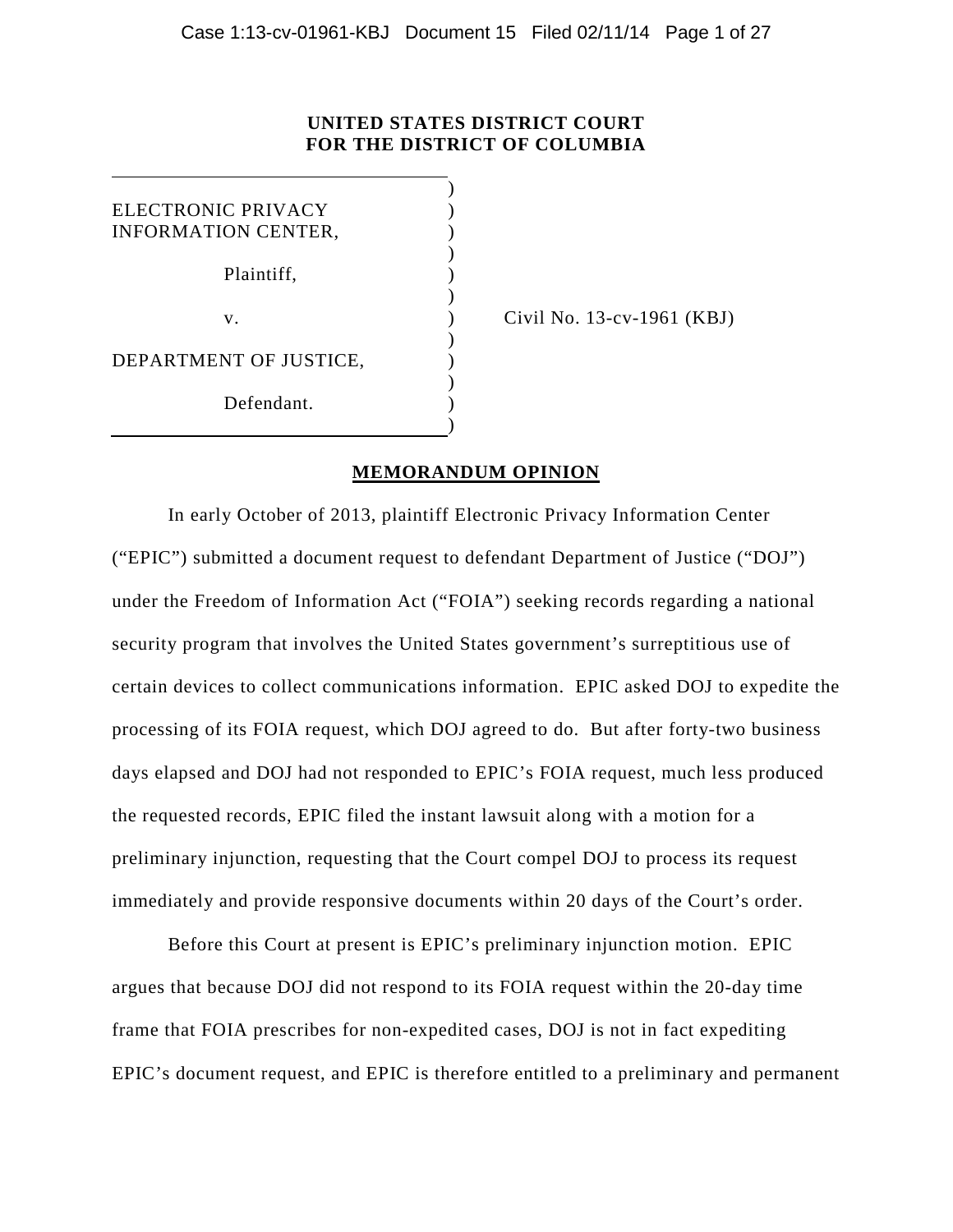**UNITED STATES DISTRICT COURT**
**FOR THE DISTRICT OF COLUMBIA**

| | |
|---|---|
| ELECTRONIC PRIVACY INFORMATION CENTER, | |
| Plaintiff, | |
| v. | Civil No. 13-cv-1961 (KBJ) |
| DEPARTMENT OF JUSTICE, | |
| Defendant. | |

**MEMORANDUM OPINION**

In early October of 2013, plaintiff Electronic Privacy Information Center ("EPIC") submitted a document request to defendant Department of Justice ("DOJ") under the Freedom of Information Act ("FOIA") seeking records regarding a national security program that involves the United States government's surreptitious use of certain devices to collect communications information. EPIC asked DOJ to expedite the processing of its FOIA request, which DOJ agreed to do. But after forty-two business days elapsed and DOJ had not responded to EPIC's FOIA request, much less produced the requested records, EPIC filed the instant lawsuit along with a motion for a preliminary injunction, requesting that the Court compel DOJ to process its request immediately and provide responsive documents within 20 days of the Court's order.

Before this Court at present is EPIC's preliminary injunction motion. EPIC argues that because DOJ did not respond to its FOIA request within the 20-day time frame that FOIA prescribes for non-expedited cases, DOJ is not in fact expediting EPIC's document request, and EPIC is therefore entitled to a preliminary and permanent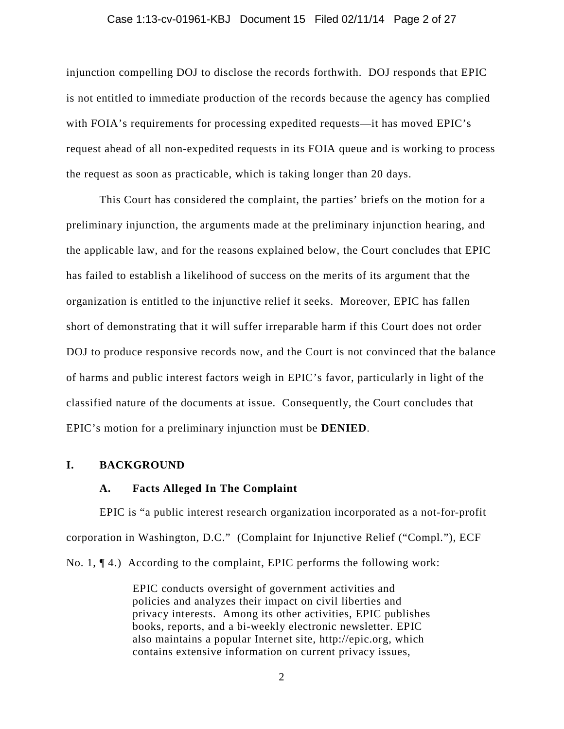injunction compelling DOJ to disclose the records forthwith. DOJ responds that EPIC is not entitled to immediate production of the records because the agency has complied with FOIA's requirements for processing expedited requests—it has moved EPIC's request ahead of all non-expedited requests in its FOIA queue and is working to process the request as soon as practicable, which is taking longer than 20 days.

This Court has considered the complaint, the parties' briefs on the motion for a preliminary injunction, the arguments made at the preliminary injunction hearing, and the applicable law, and for the reasons explained below, the Court concludes that EPIC has failed to establish a likelihood of success on the merits of its argument that the organization is entitled to the injunctive relief it seeks. Moreover, EPIC has fallen short of demonstrating that it will suffer irreparable harm if this Court does not order DOJ to produce responsive records now, and the Court is not convinced that the balance of harms and public interest factors weigh in EPIC's favor, particularly in light of the classified nature of the documents at issue. Consequently, the Court concludes that EPIC's motion for a preliminary injunction must be **DENIED**.

## I. BACKGROUND

### A. Facts Alleged In The Complaint

EPIC is "a public interest research organization incorporated as a not-for-profit corporation in Washington, D.C." (Complaint for Injunctive Relief ("Compl."), ECF No. 1, ¶ 4.) According to the complaint, EPIC performs the following work:

> EPIC conducts oversight of government activities and policies and analyzes their impact on civil liberties and privacy interests. Among its other activities, EPIC publishes books, reports, and a bi-weekly electronic newsletter. EPIC also maintains a popular Internet site, http://epic.org, which contains extensive information on current privacy issues,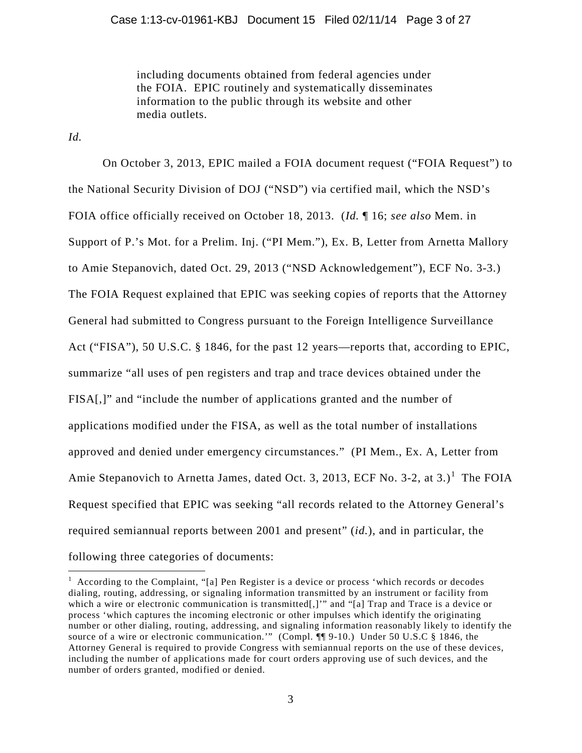> including documents obtained from federal agencies under the FOIA. EPIC routinely and systematically disseminates information to the public through its website and other media outlets.

*Id.*

On October 3, 2013, EPIC mailed a FOIA document request ("FOIA Request") to the National Security Division of DOJ ("NSD") via certified mail, which the NSD's FOIA office officially received on October 18, 2013. (*Id.* ¶ 16; *see also* Mem. in Support of P.'s Mot. for a Prelim. Inj. ("PI Mem."), Ex. B, Letter from Arnetta Mallory to Amie Stepanovich, dated Oct. 29, 2013 ("NSD Acknowledgement"), ECF No. 3-3.) The FOIA Request explained that EPIC was seeking copies of reports that the Attorney General had submitted to Congress pursuant to the Foreign Intelligence Surveillance Act ("FISA"), 50 U.S.C. § 1846, for the past 12 years—reports that, according to EPIC, summarize "all uses of pen registers and trap and trace devices obtained under the FISA[,]" and "include the number of applications granted and the number of applications modified under the FISA, as well as the total number of installations approved and denied under emergency circumstances." (PI Mem., Ex. A, Letter from Amie Stepanovich to Arnetta James, dated Oct. 3, 2013, ECF No. 3-2, at 3.)[1] The FOIA Request specified that EPIC was seeking "all records related to the Attorney General's required semiannual reports between 2001 and present" (*id.*), and in particular, the following three categories of documents:

[1] According to the Complaint, "[a] Pen Register is a device or process 'which records or decodes dialing, routing, addressing, or signaling information transmitted by an instrument or facility from which a wire or electronic communication is transmitted[,]'" and "[a] Trap and Trace is a device or process 'which captures the incoming electronic or other impulses which identify the originating number or other dialing, routing, addressing, and signaling information reasonably likely to identify the source of a wire or electronic communication.'" (Compl. ¶¶ 9-10.) Under 50 U.S.C § 1846, the Attorney General is required to provide Congress with semiannual reports on the use of these devices, including the number of applications made for court orders approving use of such devices, and the number of orders granted, modified or denied.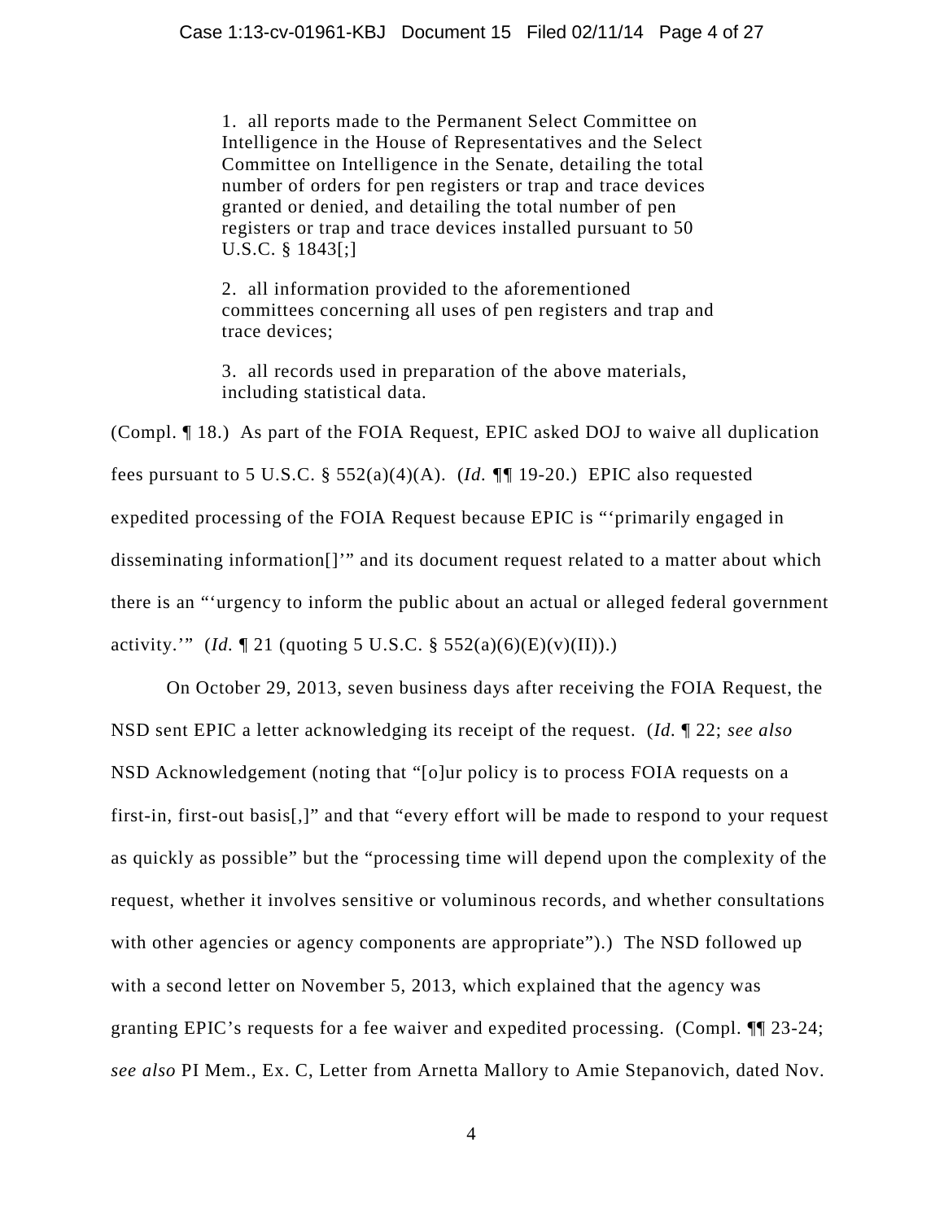> 1. all reports made to the Permanent Select Committee on Intelligence in the House of Representatives and the Select Committee on Intelligence in the Senate, detailing the total number of orders for pen registers or trap and trace devices granted or denied, and detailing the total number of pen registers or trap and trace devices installed pursuant to 50 U.S.C. § 1843[;]
>
> 2. all information provided to the aforementioned committees concerning all uses of pen registers and trap and trace devices;
>
> 3. all records used in preparation of the above materials, including statistical data.

(Compl. ¶ 18.) As part of the FOIA Request, EPIC asked DOJ to waive all duplication fees pursuant to 5 U.S.C. § 552(a)(4)(A). (*Id.* ¶¶ 19-20.) EPIC also requested expedited processing of the FOIA Request because EPIC is "'primarily engaged in disseminating information[]'" and its document request related to a matter about which there is an "'urgency to inform the public about an actual or alleged federal government activity.'" (*Id.* ¶ 21 (quoting 5 U.S.C. § 552(a)(6)(E)(v)(II)).)

On October 29, 2013, seven business days after receiving the FOIA Request, the NSD sent EPIC a letter acknowledging its receipt of the request. (*Id.* ¶ 22; *see also* NSD Acknowledgement (noting that "[o]ur policy is to process FOIA requests on a first-in, first-out basis[,]" and that "every effort will be made to respond to your request as quickly as possible" but the "processing time will depend upon the complexity of the request, whether it involves sensitive or voluminous records, and whether consultations with other agencies or agency components are appropriate").) The NSD followed up with a second letter on November 5, 2013, which explained that the agency was granting EPIC's requests for a fee waiver and expedited processing. (Compl. ¶¶ 23-24; *see also* PI Mem., Ex. C, Letter from Arnetta Mallory to Amie Stepanovich, dated Nov.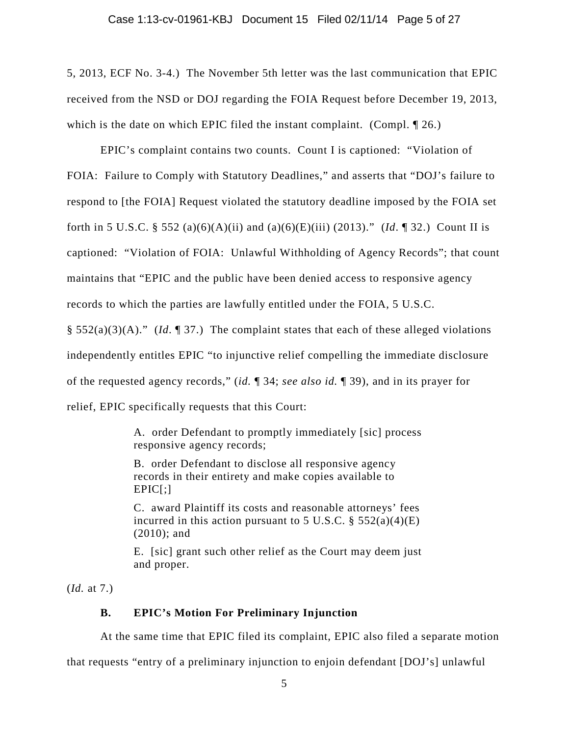5, 2013, ECF No. 3-4.) The November 5th letter was the last communication that EPIC received from the NSD or DOJ regarding the FOIA Request before December 19, 2013, which is the date on which EPIC filed the instant complaint. (Compl. ¶ 26.)

EPIC's complaint contains two counts. Count I is captioned: "Violation of FOIA: Failure to Comply with Statutory Deadlines," and asserts that "DOJ's failure to respond to [the FOIA] Request violated the statutory deadline imposed by the FOIA set forth in 5 U.S.C. § 552 (a)(6)(A)(ii) and (a)(6)(E)(iii) (2013)." (*Id*. ¶ 32.) Count II is captioned: "Violation of FOIA: Unlawful Withholding of Agency Records"; that count maintains that "EPIC and the public have been denied access to responsive agency records to which the parties are lawfully entitled under the FOIA, 5 U.S.C. § 552(a)(3)(A)." (*Id*. ¶ 37.) The complaint states that each of these alleged violations independently entitles EPIC "to injunctive relief compelling the immediate disclosure of the requested agency records," (*id.* ¶ 34; *see also id.* ¶ 39), and in its prayer for relief, EPIC specifically requests that this Court:

> A. order Defendant to promptly immediately [sic] process responsive agency records;
>
> B. order Defendant to disclose all responsive agency records in their entirety and make copies available to EPIC[;]
>
> C. award Plaintiff its costs and reasonable attorneys' fees incurred in this action pursuant to 5 U.S.C. § 552(a)(4)(E) (2010); and
>
> E. [sic] grant such other relief as the Court may deem just and proper.

(*Id.* at 7.)

### B. EPIC's Motion For Preliminary Injunction

At the same time that EPIC filed its complaint, EPIC also filed a separate motion that requests "entry of a preliminary injunction to enjoin defendant [DOJ's] unlawful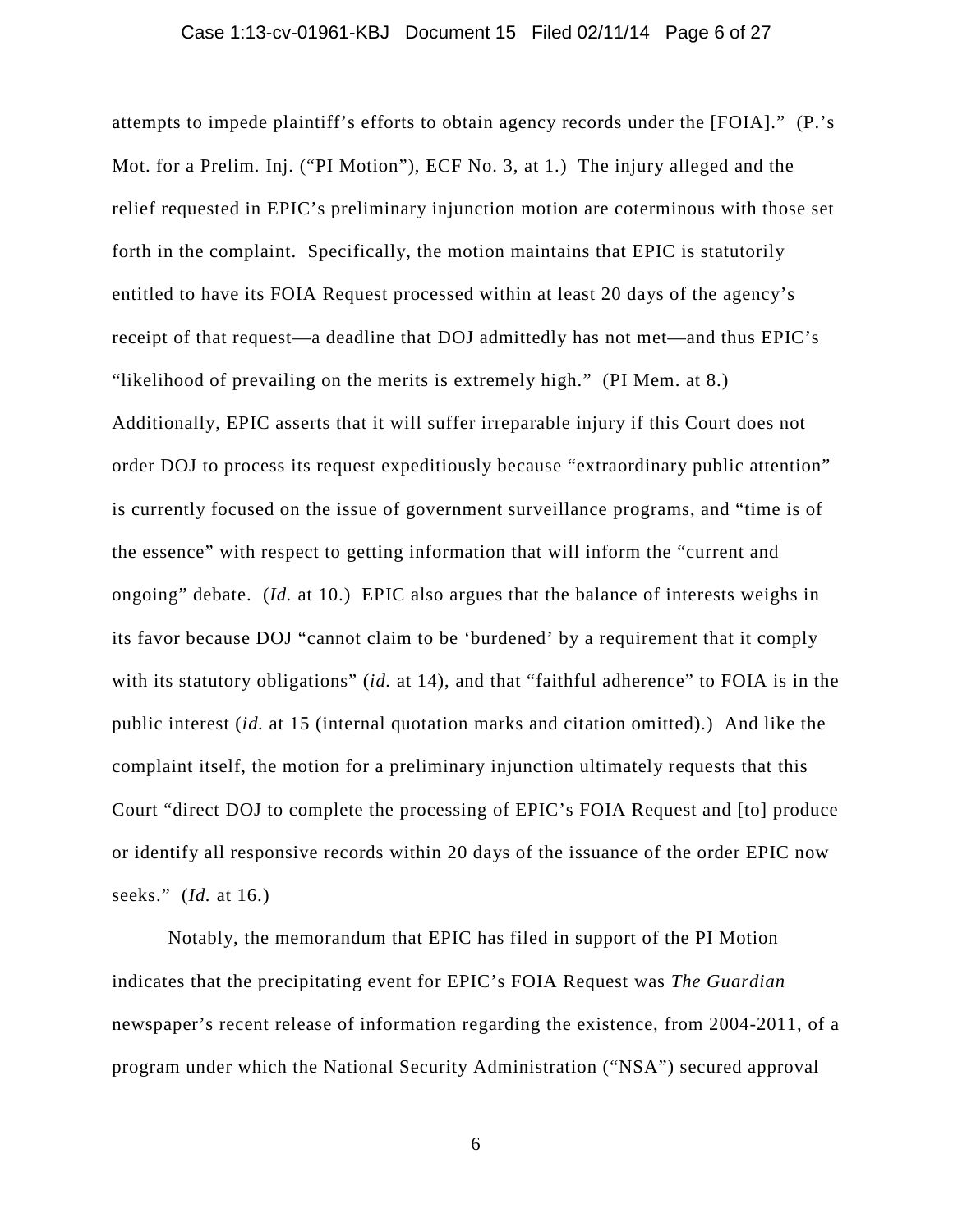attempts to impede plaintiff's efforts to obtain agency records under the [FOIA]." (P.'s Mot. for a Prelim. Inj. ("PI Motion"), ECF No. 3, at 1.) The injury alleged and the relief requested in EPIC's preliminary injunction motion are coterminous with those set forth in the complaint. Specifically, the motion maintains that EPIC is statutorily entitled to have its FOIA Request processed within at least 20 days of the agency's receipt of that request—a deadline that DOJ admittedly has not met—and thus EPIC's "likelihood of prevailing on the merits is extremely high." (PI Mem. at 8.) Additionally, EPIC asserts that it will suffer irreparable injury if this Court does not order DOJ to process its request expeditiously because "extraordinary public attention" is currently focused on the issue of government surveillance programs, and "time is of the essence" with respect to getting information that will inform the "current and ongoing" debate. (*Id.* at 10.) EPIC also argues that the balance of interests weighs in its favor because DOJ "cannot claim to be 'burdened' by a requirement that it comply with its statutory obligations" (*id.* at 14), and that "faithful adherence" to FOIA is in the public interest (*id.* at 15 (internal quotation marks and citation omitted).) And like the complaint itself, the motion for a preliminary injunction ultimately requests that this Court "direct DOJ to complete the processing of EPIC's FOIA Request and [to] produce or identify all responsive records within 20 days of the issuance of the order EPIC now seeks." (*Id.* at 16.)

Notably, the memorandum that EPIC has filed in support of the PI Motion indicates that the precipitating event for EPIC's FOIA Request was *The Guardian* newspaper's recent release of information regarding the existence, from 2004-2011, of a program under which the National Security Administration ("NSA") secured approval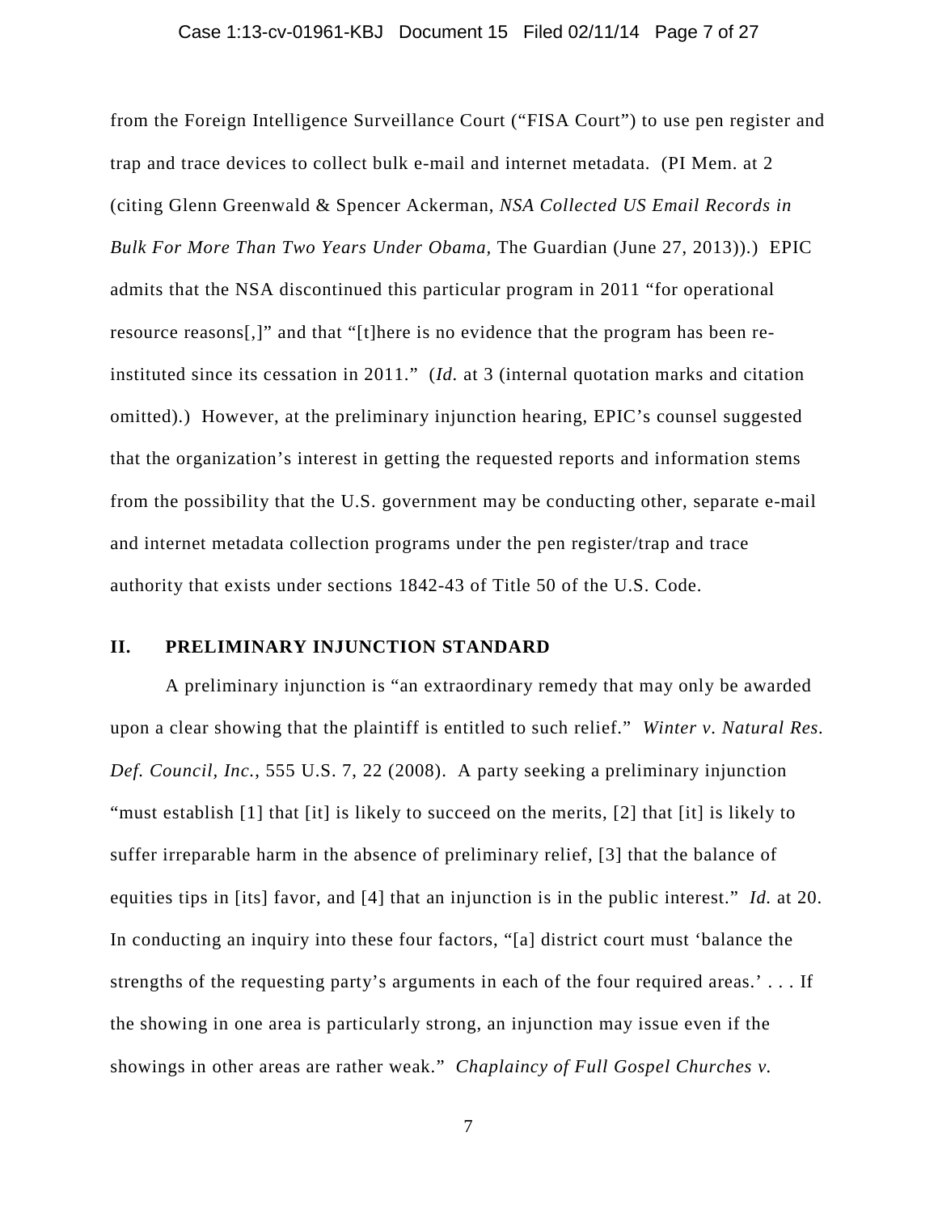from the Foreign Intelligence Surveillance Court ("FISA Court") to use pen register and trap and trace devices to collect bulk e-mail and internet metadata. (PI Mem. at 2 (citing Glenn Greenwald & Spencer Ackerman, *NSA Collected US Email Records in Bulk For More Than Two Years Under Obama*, The Guardian (June 27, 2013)).) EPIC admits that the NSA discontinued this particular program in 2011 "for operational resource reasons[,]" and that "[t]here is no evidence that the program has been re-instituted since its cessation in 2011." (*Id.* at 3 (internal quotation marks and citation omitted).) However, at the preliminary injunction hearing, EPIC's counsel suggested that the organization's interest in getting the requested reports and information stems from the possibility that the U.S. government may be conducting other, separate e-mail and internet metadata collection programs under the pen register/trap and trace authority that exists under sections 1842-43 of Title 50 of the U.S. Code.

## II. PRELIMINARY INJUNCTION STANDARD

A preliminary injunction is "an extraordinary remedy that may only be awarded upon a clear showing that the plaintiff is entitled to such relief." *Winter v. Natural Res. Def. Council, Inc.*, 555 U.S. 7, 22 (2008). A party seeking a preliminary injunction "must establish [1] that [it] is likely to succeed on the merits, [2] that [it] is likely to suffer irreparable harm in the absence of preliminary relief, [3] that the balance of equities tips in [its] favor, and [4] that an injunction is in the public interest." *Id.* at 20. In conducting an inquiry into these four factors, "[a] district court must 'balance the strengths of the requesting party's arguments in each of the four required areas.' . . . If the showing in one area is particularly strong, an injunction may issue even if the showings in other areas are rather weak." *Chaplaincy of Full Gospel Churches v.*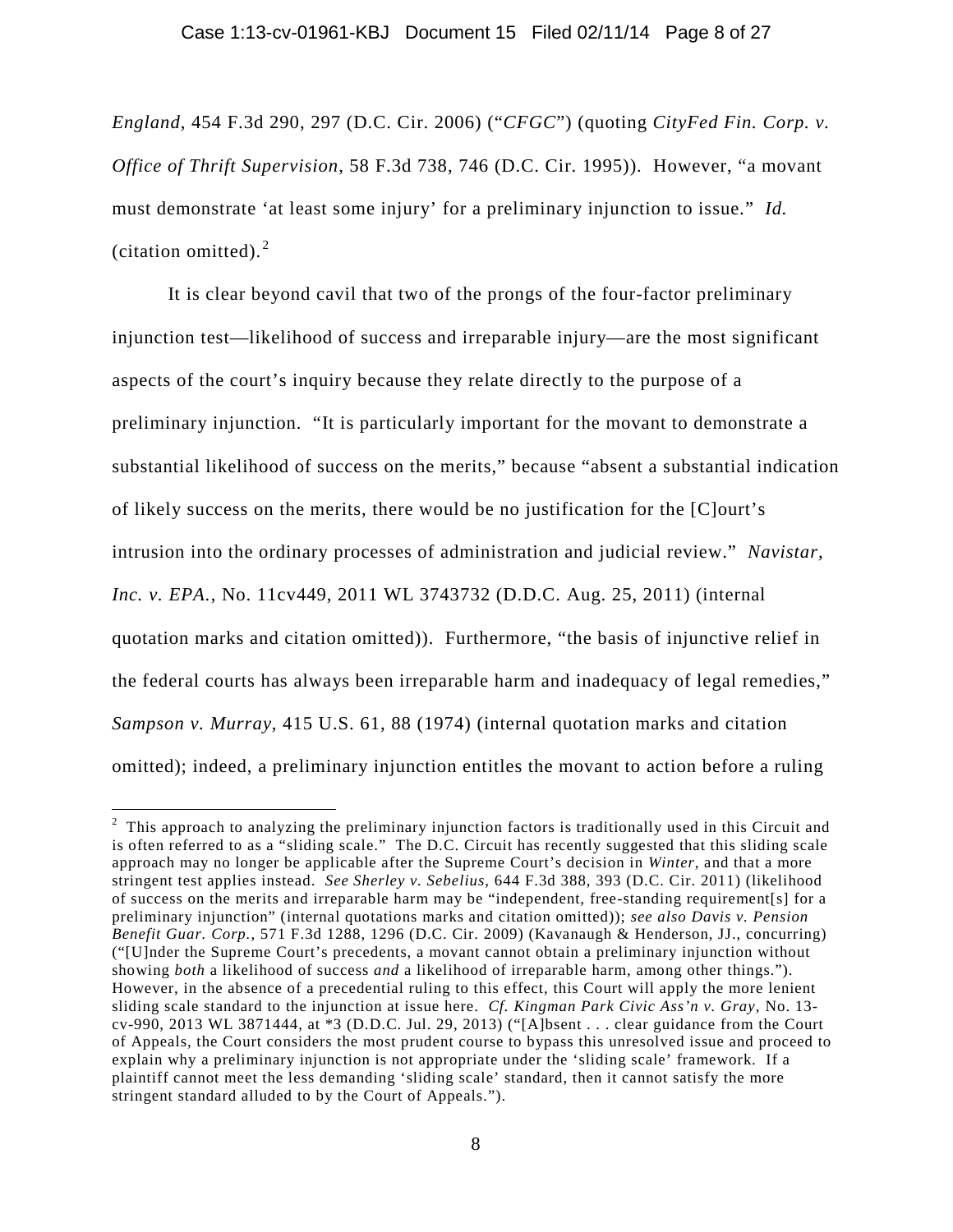*England*, 454 F.3d 290, 297 (D.C. Cir. 2006) ("*CFGC*") (quoting *CityFed Fin. Corp. v. Office of Thrift Supervision*, 58 F.3d 738, 746 (D.C. Cir. 1995)). However, "a movant must demonstrate 'at least some injury' for a preliminary injunction to issue." *Id.* (citation omitted).[2]

It is clear beyond cavil that two of the prongs of the four-factor preliminary injunction test—likelihood of success and irreparable injury—are the most significant aspects of the court's inquiry because they relate directly to the purpose of a preliminary injunction. "It is particularly important for the movant to demonstrate a substantial likelihood of success on the merits," because "absent a substantial indication of likely success on the merits, there would be no justification for the [C]ourt's intrusion into the ordinary processes of administration and judicial review." *Navistar, Inc. v. EPA.*, No. 11cv449, 2011 WL 3743732 (D.D.C. Aug. 25, 2011) (internal quotation marks and citation omitted)). Furthermore, "the basis of injunctive relief in the federal courts has always been irreparable harm and inadequacy of legal remedies," *Sampson v. Murray*, 415 U.S. 61, 88 (1974) (internal quotation marks and citation omitted); indeed, a preliminary injunction entitles the movant to action before a ruling

---

[2] This approach to analyzing the preliminary injunction factors is traditionally used in this Circuit and is often referred to as a "sliding scale." The D.C. Circuit has recently suggested that this sliding scale approach may no longer be applicable after the Supreme Court's decision in *Winter*, and that a more stringent test applies instead. *See Sherley v. Sebelius*, 644 F.3d 388, 393 (D.C. Cir. 2011) (likelihood of success on the merits and irreparable harm may be "independent, free-standing requirement[s] for a preliminary injunction" (internal quotations marks and citation omitted)); *see also Davis v. Pension Benefit Guar. Corp.*, 571 F.3d 1288, 1296 (D.C. Cir. 2009) (Kavanaugh & Henderson, JJ., concurring) ("[U]nder the Supreme Court's precedents, a movant cannot obtain a preliminary injunction without showing *both* a likelihood of success *and* a likelihood of irreparable harm, among other things."). However, in the absence of a precedential ruling to this effect, this Court will apply the more lenient sliding scale standard to the injunction at issue here. *Cf. Kingman Park Civic Ass'n v. Gray*, No. 13-cv-990, 2013 WL 3871444, at *3 (D.D.C. Jul. 29, 2013) ("[A]bsent . . . clear guidance from the Court of Appeals, the Court considers the most prudent course to bypass this unresolved issue and proceed to explain why a preliminary injunction is not appropriate under the 'sliding scale' framework. If a plaintiff cannot meet the less demanding 'sliding scale' standard, then it cannot satisfy the more stringent standard alluded to by the Court of Appeals.").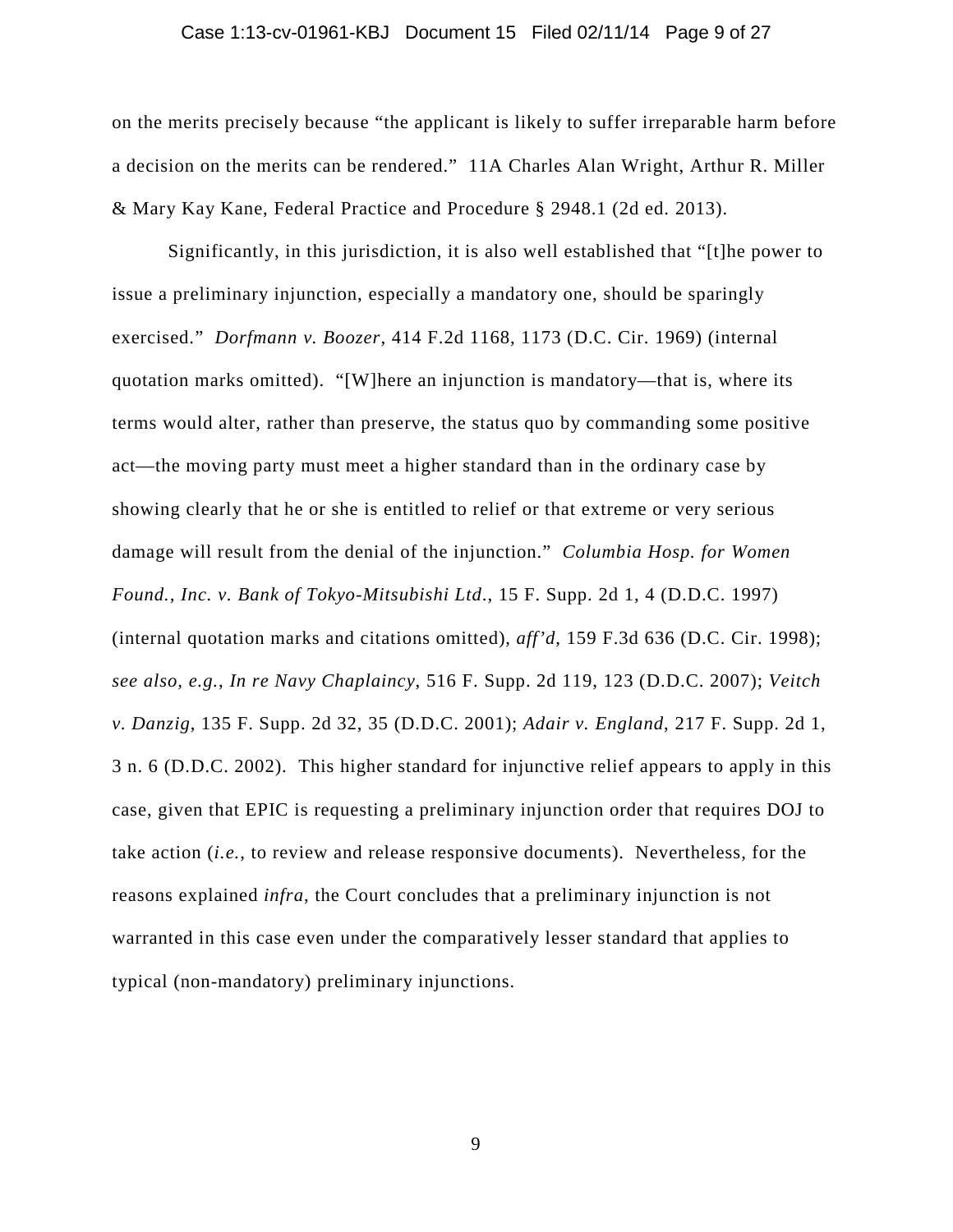on the merits precisely because "the applicant is likely to suffer irreparable harm before a decision on the merits can be rendered." 11A Charles Alan Wright, Arthur R. Miller & Mary Kay Kane, Federal Practice and Procedure § 2948.1 (2d ed. 2013).

Significantly, in this jurisdiction, it is also well established that "[t]he power to issue a preliminary injunction, especially a mandatory one, should be sparingly exercised." *Dorfmann v. Boozer*, 414 F.2d 1168, 1173 (D.C. Cir. 1969) (internal quotation marks omitted). "[W]here an injunction is mandatory—that is, where its terms would alter, rather than preserve, the status quo by commanding some positive act—the moving party must meet a higher standard than in the ordinary case by showing clearly that he or she is entitled to relief or that extreme or very serious damage will result from the denial of the injunction." *Columbia Hosp. for Women Found., Inc. v. Bank of Tokyo-Mitsubishi Ltd.*, 15 F. Supp. 2d 1, 4 (D.D.C. 1997) (internal quotation marks and citations omitted), *aff'd*, 159 F.3d 636 (D.C. Cir. 1998); *see also, e.g.*, *In re Navy Chaplaincy*, 516 F. Supp. 2d 119, 123 (D.D.C. 2007); *Veitch v. Danzig*, 135 F. Supp. 2d 32, 35 (D.D.C. 2001); *Adair v. England*, 217 F. Supp. 2d 1, 3 n. 6 (D.D.C. 2002). This higher standard for injunctive relief appears to apply in this case, given that EPIC is requesting a preliminary injunction order that requires DOJ to take action (*i.e.*, to review and release responsive documents). Nevertheless, for the reasons explained *infra*, the Court concludes that a preliminary injunction is not warranted in this case even under the comparatively lesser standard that applies to typical (non-mandatory) preliminary injunctions.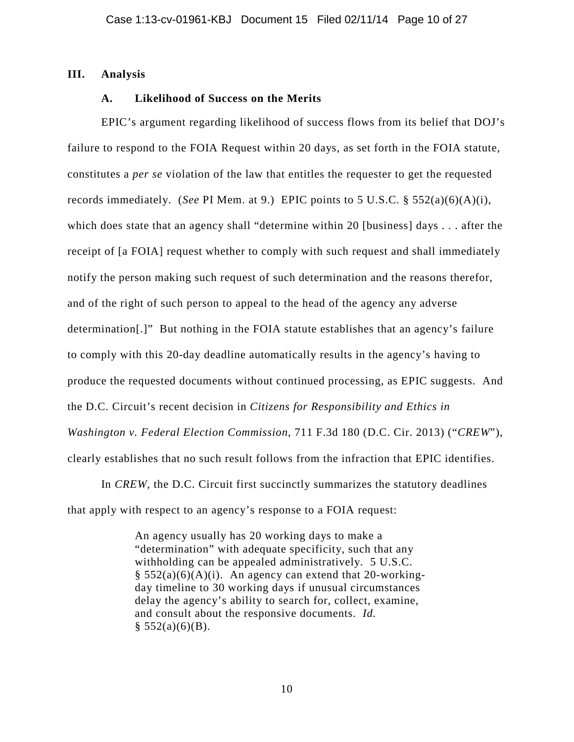## III. Analysis

### A. Likelihood of Success on the Merits

EPIC's argument regarding likelihood of success flows from its belief that DOJ's failure to respond to the FOIA Request within 20 days, as set forth in the FOIA statute, constitutes a *per se* violation of the law that entitles the requester to get the requested records immediately. (*See* PI Mem. at 9.) EPIC points to 5 U.S.C. § 552(a)(6)(A)(i), which does state that an agency shall "determine within 20 [business] days . . . after the receipt of [a FOIA] request whether to comply with such request and shall immediately notify the person making such request of such determination and the reasons therefor, and of the right of such person to appeal to the head of the agency any adverse determination[.]" But nothing in the FOIA statute establishes that an agency's failure to comply with this 20-day deadline automatically results in the agency's having to produce the requested documents without continued processing, as EPIC suggests. And the D.C. Circuit's recent decision in *Citizens for Responsibility and Ethics in Washington v. Federal Election Commission*, 711 F.3d 180 (D.C. Cir. 2013) ("*CREW*"), clearly establishes that no such result follows from the infraction that EPIC identifies.

In *CREW*, the D.C. Circuit first succinctly summarizes the statutory deadlines that apply with respect to an agency's response to a FOIA request:

> An agency usually has 20 working days to make a "determination" with adequate specificity, such that any withholding can be appealed administratively. 5 U.S.C. § 552(a)(6)(A)(i). An agency can extend that 20-working-day timeline to 30 working days if unusual circumstances delay the agency's ability to search for, collect, examine, and consult about the responsive documents. *Id.* § 552(a)(6)(B).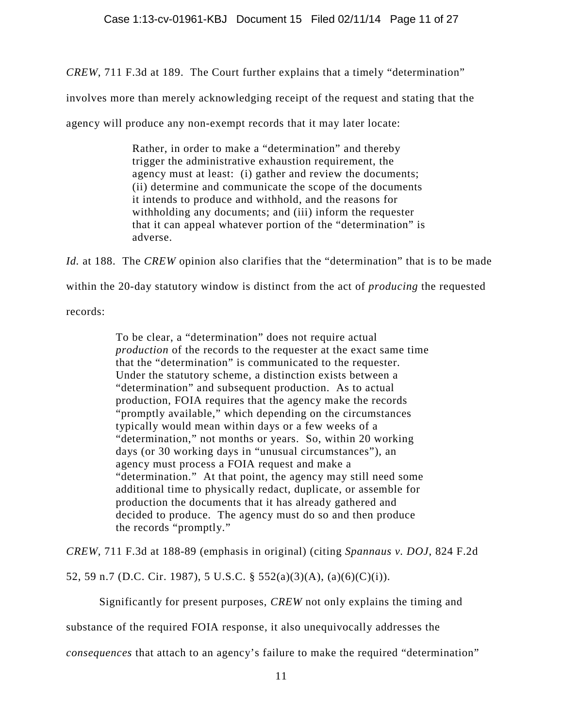*CREW*, 711 F.3d at 189. The Court further explains that a timely "determination" involves more than merely acknowledging receipt of the request and stating that the agency will produce any non-exempt records that it may later locate:

> Rather, in order to make a "determination" and thereby trigger the administrative exhaustion requirement, the agency must at least: (i) gather and review the documents; (ii) determine and communicate the scope of the documents it intends to produce and withhold, and the reasons for withholding any documents; and (iii) inform the requester that it can appeal whatever portion of the "determination" is adverse.

*Id.* at 188. The *CREW* opinion also clarifies that the "determination" that is to be made within the 20-day statutory window is distinct from the act of *producing* the requested records:

> To be clear, a "determination" does not require actual *production* of the records to the requester at the exact same time that the "determination" is communicated to the requester. Under the statutory scheme, a distinction exists between a "determination" and subsequent production. As to actual production, FOIA requires that the agency make the records "promptly available," which depending on the circumstances typically would mean within days or a few weeks of a "determination," not months or years. So, within 20 working days (or 30 working days in "unusual circumstances"), an agency must process a FOIA request and make a "determination." At that point, the agency may still need some additional time to physically redact, duplicate, or assemble for production the documents that it has already gathered and decided to produce. The agency must do so and then produce the records "promptly."

*CREW*, 711 F.3d at 188-89 (emphasis in original) (citing *Spannaus v. DOJ*, 824 F.2d 52, 59 n.7 (D.C. Cir. 1987), 5 U.S.C. § 552(a)(3)(A), (a)(6)(C)(i)).

Significantly for present purposes, *CREW* not only explains the timing and substance of the required FOIA response, it also unequivocally addresses the *consequences* that attach to an agency's failure to make the required "determination"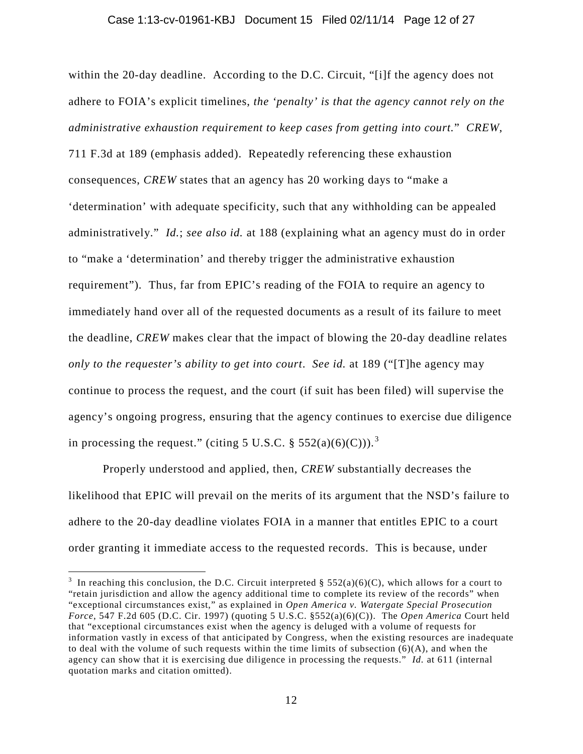within the 20-day deadline. According to the D.C. Circuit, "[i]f the agency does not adhere to FOIA's explicit timelines, *the 'penalty' is that the agency cannot rely on the administrative exhaustion requirement to keep cases from getting into court.*" *CREW*, 711 F.3d at 189 (emphasis added). Repeatedly referencing these exhaustion consequences, *CREW* states that an agency has 20 working days to "make a 'determination' with adequate specificity, such that any withholding can be appealed administratively." *Id.*; *see also id.* at 188 (explaining what an agency must do in order to "make a 'determination' and thereby trigger the administrative exhaustion requirement"). Thus, far from EPIC's reading of the FOIA to require an agency to immediately hand over all of the requested documents as a result of its failure to meet the deadline, *CREW* makes clear that the impact of blowing the 20-day deadline relates *only to the requester's ability to get into court*. *See id.* at 189 ("[T]he agency may continue to process the request, and the court (if suit has been filed) will supervise the agency's ongoing progress, ensuring that the agency continues to exercise due diligence in processing the request." (citing 5 U.S.C. § 552(a)(6)(C))).[3]

Properly understood and applied, then, *CREW* substantially decreases the likelihood that EPIC will prevail on the merits of its argument that the NSD's failure to adhere to the 20-day deadline violates FOIA in a manner that entitles EPIC to a court order granting it immediate access to the requested records. This is because, under

---

[3] In reaching this conclusion, the D.C. Circuit interpreted § 552(a)(6)(C), which allows for a court to "retain jurisdiction and allow the agency additional time to complete its review of the records" when "exceptional circumstances exist," as explained in *Open America v. Watergate Special Prosecution Force*, 547 F.2d 605 (D.C. Cir. 1997) (quoting 5 U.S.C. §552(a)(6)(C)). The *Open America* Court held that "exceptional circumstances exist when the agency is deluged with a volume of requests for information vastly in excess of that anticipated by Congress, when the existing resources are inadequate to deal with the volume of such requests within the time limits of subsection (6)(A), and when the agency can show that it is exercising due diligence in processing the requests." *Id.* at 611 (internal quotation marks and citation omitted).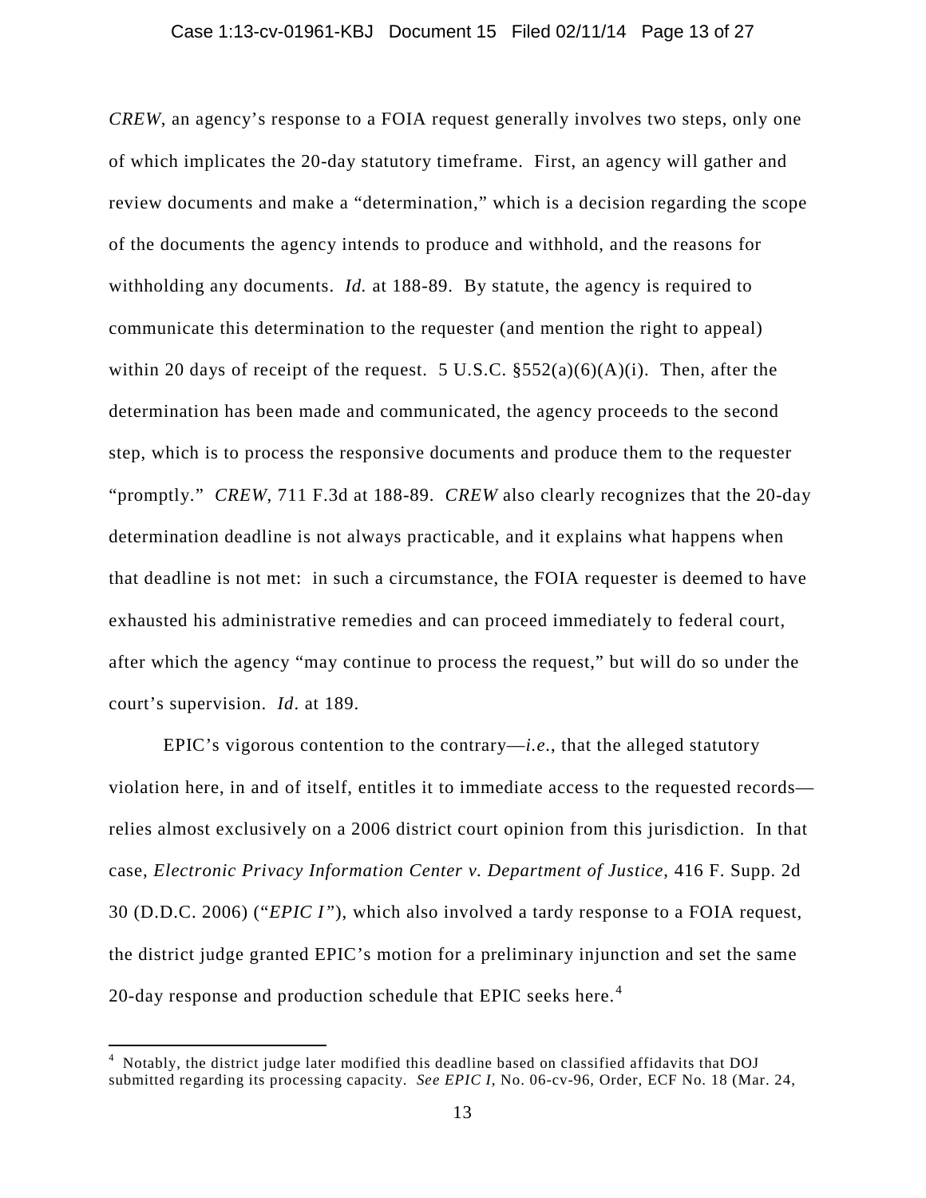*CREW*, an agency's response to a FOIA request generally involves two steps, only one of which implicates the 20-day statutory timeframe. First, an agency will gather and review documents and make a "determination," which is a decision regarding the scope of the documents the agency intends to produce and withhold, and the reasons for withholding any documents. *Id.* at 188-89. By statute, the agency is required to communicate this determination to the requester (and mention the right to appeal) within 20 days of receipt of the request. 5 U.S.C. §552(a)(6)(A)(i). Then, after the determination has been made and communicated, the agency proceeds to the second step, which is to process the responsive documents and produce them to the requester "promptly." *CREW*, 711 F.3d at 188-89. *CREW* also clearly recognizes that the 20-day determination deadline is not always practicable, and it explains what happens when that deadline is not met: in such a circumstance, the FOIA requester is deemed to have exhausted his administrative remedies and can proceed immediately to federal court, after which the agency "may continue to process the request," but will do so under the court's supervision. *Id*. at 189.

EPIC's vigorous contention to the contrary—*i.e.*, that the alleged statutory violation here, in and of itself, entitles it to immediate access to the requested records—relies almost exclusively on a 2006 district court opinion from this jurisdiction. In that case, *Electronic Privacy Information Center v. Department of Justice*, 416 F. Supp. 2d 30 (D.D.C. 2006) ("*EPIC I*"), which also involved a tardy response to a FOIA request, the district judge granted EPIC's motion for a preliminary injunction and set the same 20-day response and production schedule that EPIC seeks here.[4]

[4] Notably, the district judge later modified this deadline based on classified affidavits that DOJ submitted regarding its processing capacity. *See EPIC I*, No. 06-cv-96, Order, ECF No. 18 (Mar. 24,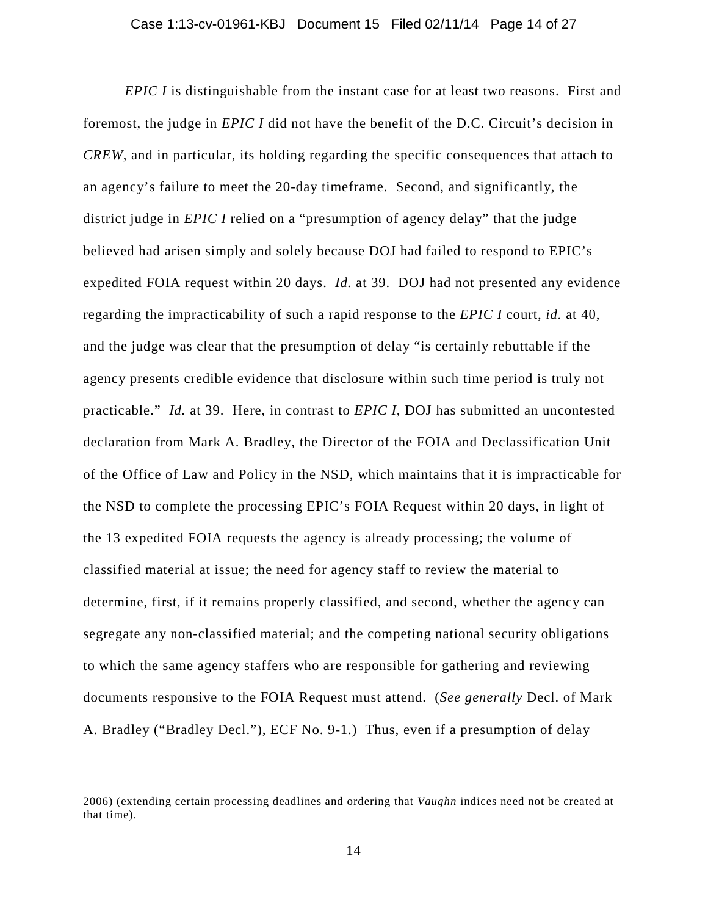*EPIC I* is distinguishable from the instant case for at least two reasons. First and foremost, the judge in *EPIC I* did not have the benefit of the D.C. Circuit's decision in *CREW*, and in particular, its holding regarding the specific consequences that attach to an agency's failure to meet the 20-day timeframe. Second, and significantly, the district judge in *EPIC I* relied on a "presumption of agency delay" that the judge believed had arisen simply and solely because DOJ had failed to respond to EPIC's expedited FOIA request within 20 days. *Id.* at 39. DOJ had not presented any evidence regarding the impracticability of such a rapid response to the *EPIC I* court, *id.* at 40, and the judge was clear that the presumption of delay "is certainly rebuttable if the agency presents credible evidence that disclosure within such time period is truly not practicable." *Id.* at 39. Here, in contrast to *EPIC I*, DOJ has submitted an uncontested declaration from Mark A. Bradley, the Director of the FOIA and Declassification Unit of the Office of Law and Policy in the NSD, which maintains that it is impracticable for the NSD to complete the processing EPIC's FOIA Request within 20 days, in light of the 13 expedited FOIA requests the agency is already processing; the volume of classified material at issue; the need for agency staff to review the material to determine, first, if it remains properly classified, and second, whether the agency can segregate any non-classified material; and the competing national security obligations to which the same agency staffers who are responsible for gathering and reviewing documents responsive to the FOIA Request must attend. (*See generally* Decl. of Mark A. Bradley ("Bradley Decl."), ECF No. 9-1.) Thus, even if a presumption of delay

---

2006) (extending certain processing deadlines and ordering that *Vaughn* indices need not be created at that time).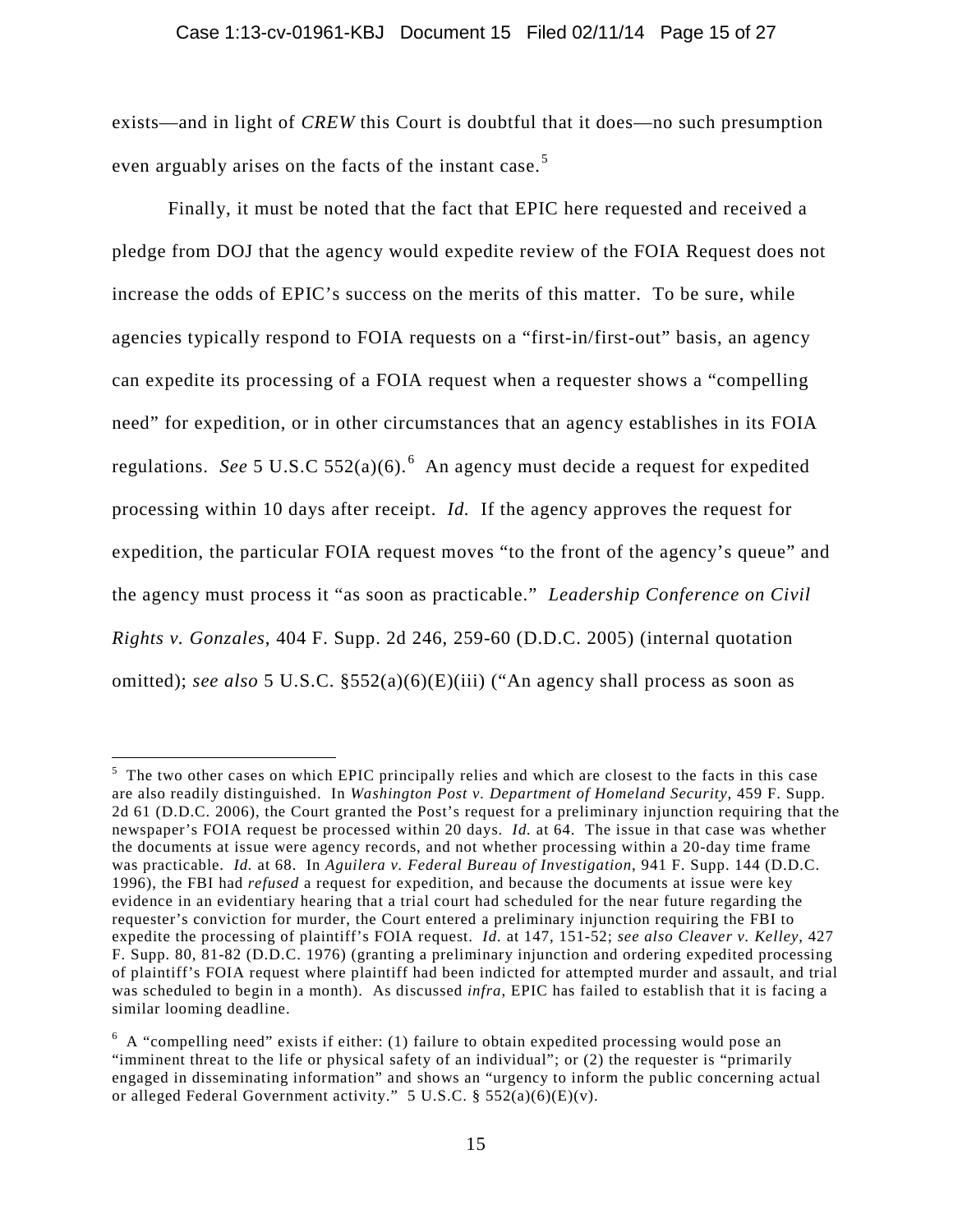exists—and in light of *CREW* this Court is doubtful that it does—no such presumption even arguably arises on the facts of the instant case.[5]

Finally, it must be noted that the fact that EPIC here requested and received a pledge from DOJ that the agency would expedite review of the FOIA Request does not increase the odds of EPIC's success on the merits of this matter. To be sure, while agencies typically respond to FOIA requests on a "first-in/first-out" basis, an agency can expedite its processing of a FOIA request when a requester shows a "compelling need" for expedition, or in other circumstances that an agency establishes in its FOIA regulations. *See* 5 U.S.C 552(a)(6).[6] An agency must decide a request for expedited processing within 10 days after receipt. *Id.* If the agency approves the request for expedition, the particular FOIA request moves "to the front of the agency's queue" and the agency must process it "as soon as practicable." *Leadership Conference on Civil Rights v. Gonzales*, 404 F. Supp. 2d 246, 259-60 (D.D.C. 2005) (internal quotation omitted); *see also* 5 U.S.C. §552(a)(6)(E)(iii) ("An agency shall process as soon as

---

[5] The two other cases on which EPIC principally relies and which are closest to the facts in this case are also readily distinguished. In *Washington Post v. Department of Homeland Security*, 459 F. Supp. 2d 61 (D.D.C. 2006), the Court granted the Post's request for a preliminary injunction requiring that the newspaper's FOIA request be processed within 20 days. *Id.* at 64. The issue in that case was whether the documents at issue were agency records, and not whether processing within a 20-day time frame was practicable. *Id.* at 68. In *Aguilera v. Federal Bureau of Investigation*, 941 F. Supp. 144 (D.D.C. 1996), the FBI had *refused* a request for expedition, and because the documents at issue were key evidence in an evidentiary hearing that a trial court had scheduled for the near future regarding the requester's conviction for murder, the Court entered a preliminary injunction requiring the FBI to expedite the processing of plaintiff's FOIA request. *Id.* at 147, 151-52; *see also Cleaver v. Kelley*, 427 F. Supp. 80, 81-82 (D.D.C. 1976) (granting a preliminary injunction and ordering expedited processing of plaintiff's FOIA request where plaintiff had been indicted for attempted murder and assault, and trial was scheduled to begin in a month). As discussed *infra*, EPIC has failed to establish that it is facing a similar looming deadline.

[6] A "compelling need" exists if either: (1) failure to obtain expedited processing would pose an "imminent threat to the life or physical safety of an individual"; or (2) the requester is "primarily engaged in disseminating information" and shows an "urgency to inform the public concerning actual or alleged Federal Government activity." 5 U.S.C. § 552(a)(6)(E)(v).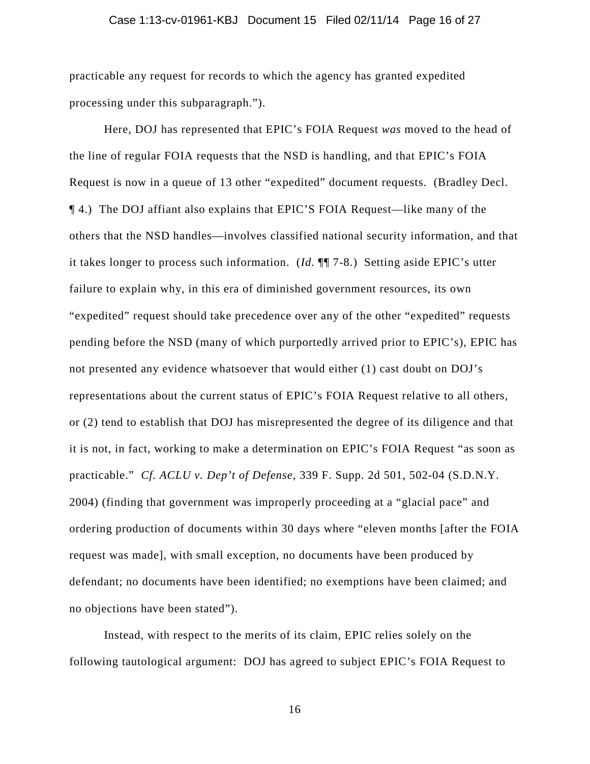practicable any request for records to which the agency has granted expedited processing under this subparagraph.").

Here, DOJ has represented that EPIC's FOIA Request *was* moved to the head of the line of regular FOIA requests that the NSD is handling, and that EPIC's FOIA Request is now in a queue of 13 other "expedited" document requests. (Bradley Decl. ¶ 4.) The DOJ affiant also explains that EPIC'S FOIA Request—like many of the others that the NSD handles—involves classified national security information, and that it takes longer to process such information. (*Id.* ¶¶ 7-8.) Setting aside EPIC's utter failure to explain why, in this era of diminished government resources, its own "expedited" request should take precedence over any of the other "expedited" requests pending before the NSD (many of which purportedly arrived prior to EPIC's), EPIC has not presented any evidence whatsoever that would either (1) cast doubt on DOJ's representations about the current status of EPIC's FOIA Request relative to all others, or (2) tend to establish that DOJ has misrepresented the degree of its diligence and that it is not, in fact, working to make a determination on EPIC's FOIA Request "as soon as practicable." *Cf. ACLU v. Dep't of Defense*, 339 F. Supp. 2d 501, 502-04 (S.D.N.Y. 2004) (finding that government was improperly proceeding at a "glacial pace" and ordering production of documents within 30 days where "eleven months [after the FOIA request was made], with small exception, no documents have been produced by defendant; no documents have been identified; no exemptions have been claimed; and no objections have been stated").

Instead, with respect to the merits of its claim, EPIC relies solely on the following tautological argument: DOJ has agreed to subject EPIC's FOIA Request to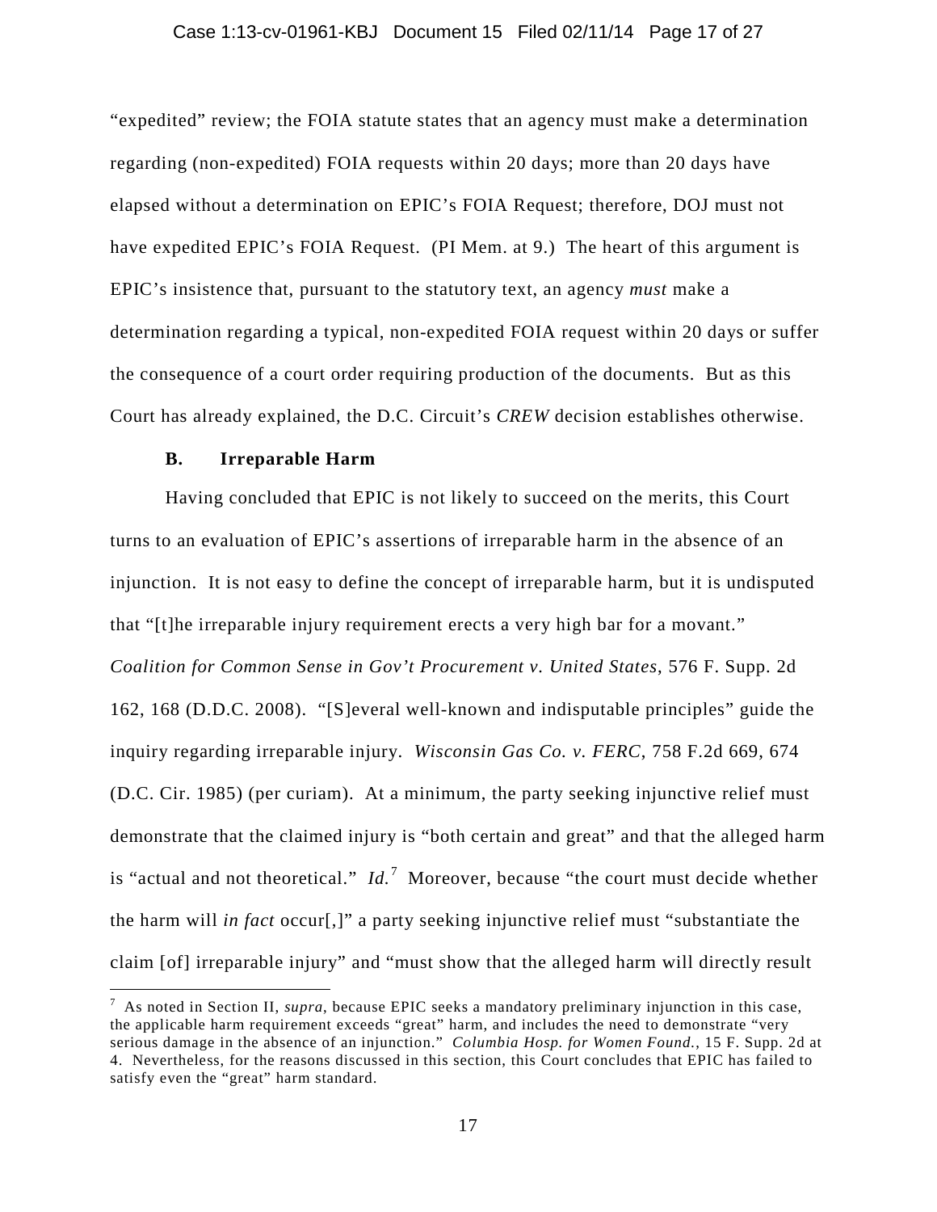"expedited" review; the FOIA statute states that an agency must make a determination regarding (non-expedited) FOIA requests within 20 days; more than 20 days have elapsed without a determination on EPIC's FOIA Request; therefore, DOJ must not have expedited EPIC's FOIA Request. (PI Mem. at 9.) The heart of this argument is EPIC's insistence that, pursuant to the statutory text, an agency *must* make a determination regarding a typical, non-expedited FOIA request within 20 days or suffer the consequence of a court order requiring production of the documents. But as this Court has already explained, the D.C. Circuit's *CREW* decision establishes otherwise.

### B. Irreparable Harm

Having concluded that EPIC is not likely to succeed on the merits, this Court turns to an evaluation of EPIC's assertions of irreparable harm in the absence of an injunction. It is not easy to define the concept of irreparable harm, but it is undisputed that "[t]he irreparable injury requirement erects a very high bar for a movant." *Coalition for Common Sense in Gov't Procurement v. United States*, 576 F. Supp. 2d 162, 168 (D.D.C. 2008). "[S]everal well-known and indisputable principles" guide the inquiry regarding irreparable injury. *Wisconsin Gas Co. v. FERC*, 758 F.2d 669, 674 (D.C. Cir. 1985) (per curiam). At a minimum, the party seeking injunctive relief must demonstrate that the claimed injury is "both certain and great" and that the alleged harm is "actual and not theoretical." *Id.*[7] Moreover, because "the court must decide whether the harm will *in fact* occur[,]" a party seeking injunctive relief must "substantiate the claim [of] irreparable injury" and "must show that the alleged harm will directly result

---

[7] As noted in Section II, *supra*, because EPIC seeks a mandatory preliminary injunction in this case, the applicable harm requirement exceeds "great" harm, and includes the need to demonstrate "very serious damage in the absence of an injunction." *Columbia Hosp. for Women Found.*, 15 F. Supp. 2d at 4. Nevertheless, for the reasons discussed in this section, this Court concludes that EPIC has failed to satisfy even the "great" harm standard.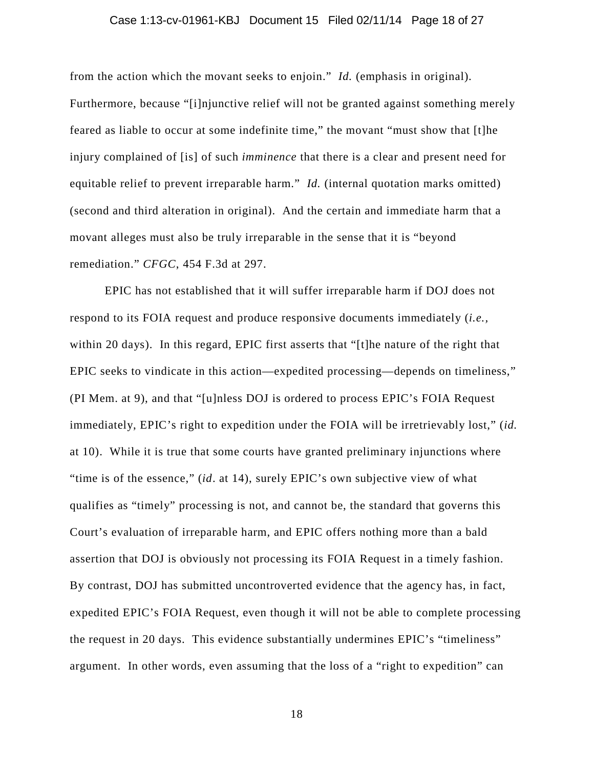from the action which the movant seeks to enjoin." *Id.* (emphasis in original). Furthermore, because "[i]njunctive relief will not be granted against something merely feared as liable to occur at some indefinite time," the movant "must show that [t]he injury complained of [is] of such *imminence* that there is a clear and present need for equitable relief to prevent irreparable harm." *Id.* (internal quotation marks omitted) (second and third alteration in original). And the certain and immediate harm that a movant alleges must also be truly irreparable in the sense that it is "beyond remediation." *CFGC*, 454 F.3d at 297.

EPIC has not established that it will suffer irreparable harm if DOJ does not respond to its FOIA request and produce responsive documents immediately (*i.e.*, within 20 days). In this regard, EPIC first asserts that "[t]he nature of the right that EPIC seeks to vindicate in this action—expedited processing—depends on timeliness," (PI Mem. at 9), and that "[u]nless DOJ is ordered to process EPIC's FOIA Request immediately, EPIC's right to expedition under the FOIA will be irretrievably lost," (*id.* at 10). While it is true that some courts have granted preliminary injunctions where "time is of the essence," (*id*. at 14), surely EPIC's own subjective view of what qualifies as "timely" processing is not, and cannot be, the standard that governs this Court's evaluation of irreparable harm, and EPIC offers nothing more than a bald assertion that DOJ is obviously not processing its FOIA Request in a timely fashion. By contrast, DOJ has submitted uncontroverted evidence that the agency has, in fact, expedited EPIC's FOIA Request, even though it will not be able to complete processing the request in 20 days. This evidence substantially undermines EPIC's "timeliness" argument. In other words, even assuming that the loss of a "right to expedition" can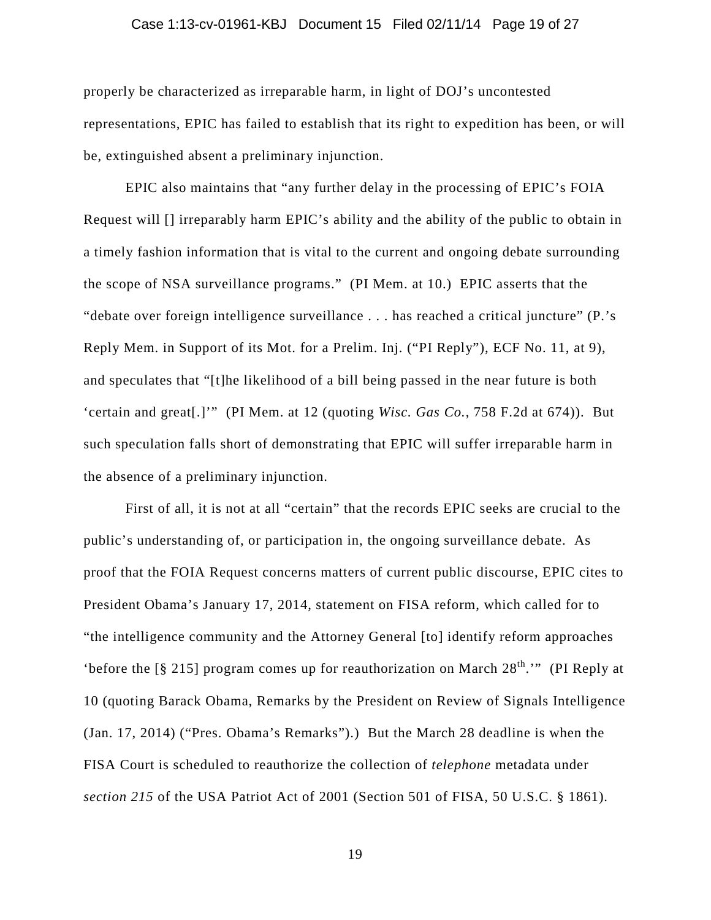properly be characterized as irreparable harm, in light of DOJ's uncontested representations, EPIC has failed to establish that its right to expedition has been, or will be, extinguished absent a preliminary injunction.

EPIC also maintains that "any further delay in the processing of EPIC's FOIA Request will [] irreparably harm EPIC's ability and the ability of the public to obtain in a timely fashion information that is vital to the current and ongoing debate surrounding the scope of NSA surveillance programs." (PI Mem. at 10.) EPIC asserts that the "debate over foreign intelligence surveillance . . . has reached a critical juncture" (P.'s Reply Mem. in Support of its Mot. for a Prelim. Inj. ("PI Reply"), ECF No. 11, at 9), and speculates that "[t]he likelihood of a bill being passed in the near future is both 'certain and great[.]'" (PI Mem. at 12 (quoting *Wisc. Gas Co.*, 758 F.2d at 674)). But such speculation falls short of demonstrating that EPIC will suffer irreparable harm in the absence of a preliminary injunction.

First of all, it is not at all "certain" that the records EPIC seeks are crucial to the public's understanding of, or participation in, the ongoing surveillance debate. As proof that the FOIA Request concerns matters of current public discourse, EPIC cites to President Obama's January 17, 2014, statement on FISA reform, which called for to "the intelligence community and the Attorney General [to] identify reform approaches 'before the [§ 215] program comes up for reauthorization on March 28th.'" (PI Reply at 10 (quoting Barack Obama, Remarks by the President on Review of Signals Intelligence (Jan. 17, 2014) ("Pres. Obama's Remarks").) But the March 28 deadline is when the FISA Court is scheduled to reauthorize the collection of *telephone* metadata under *section 215* of the USA Patriot Act of 2001 (Section 501 of FISA, 50 U.S.C. § 1861).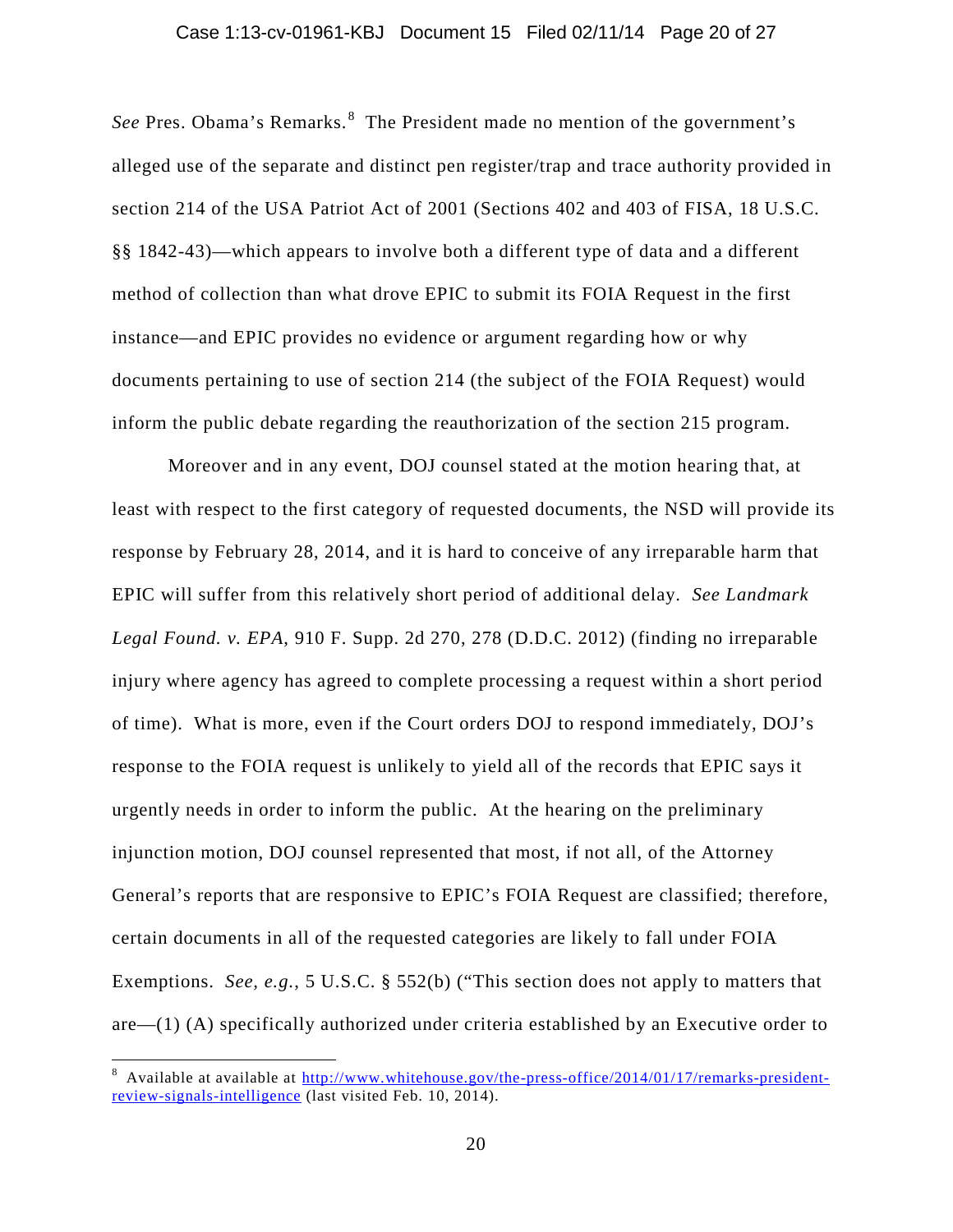*See* Pres. Obama's Remarks.[8] The President made no mention of the government's alleged use of the separate and distinct pen register/trap and trace authority provided in section 214 of the USA Patriot Act of 2001 (Sections 402 and 403 of FISA, 18 U.S.C. §§ 1842-43)—which appears to involve both a different type of data and a different method of collection than what drove EPIC to submit its FOIA Request in the first instance—and EPIC provides no evidence or argument regarding how or why documents pertaining to use of section 214 (the subject of the FOIA Request) would inform the public debate regarding the reauthorization of the section 215 program.

Moreover and in any event, DOJ counsel stated at the motion hearing that, at least with respect to the first category of requested documents, the NSD will provide its response by February 28, 2014, and it is hard to conceive of any irreparable harm that EPIC will suffer from this relatively short period of additional delay. *See Landmark Legal Found. v. EPA*, 910 F. Supp. 2d 270, 278 (D.D.C. 2012) (finding no irreparable injury where agency has agreed to complete processing a request within a short period of time). What is more, even if the Court orders DOJ to respond immediately, DOJ's response to the FOIA request is unlikely to yield all of the records that EPIC says it urgently needs in order to inform the public. At the hearing on the preliminary injunction motion, DOJ counsel represented that most, if not all, of the Attorney General's reports that are responsive to EPIC's FOIA Request are classified; therefore, certain documents in all of the requested categories are likely to fall under FOIA Exemptions. *See, e.g.*, 5 U.S.C. § 552(b) ("This section does not apply to matters that are—(1) (A) specifically authorized under criteria established by an Executive order to

---

[8] Available at available at http://www.whitehouse.gov/the-press-office/2014/01/17/remarks-president-review-signals-intelligence (last visited Feb. 10, 2014).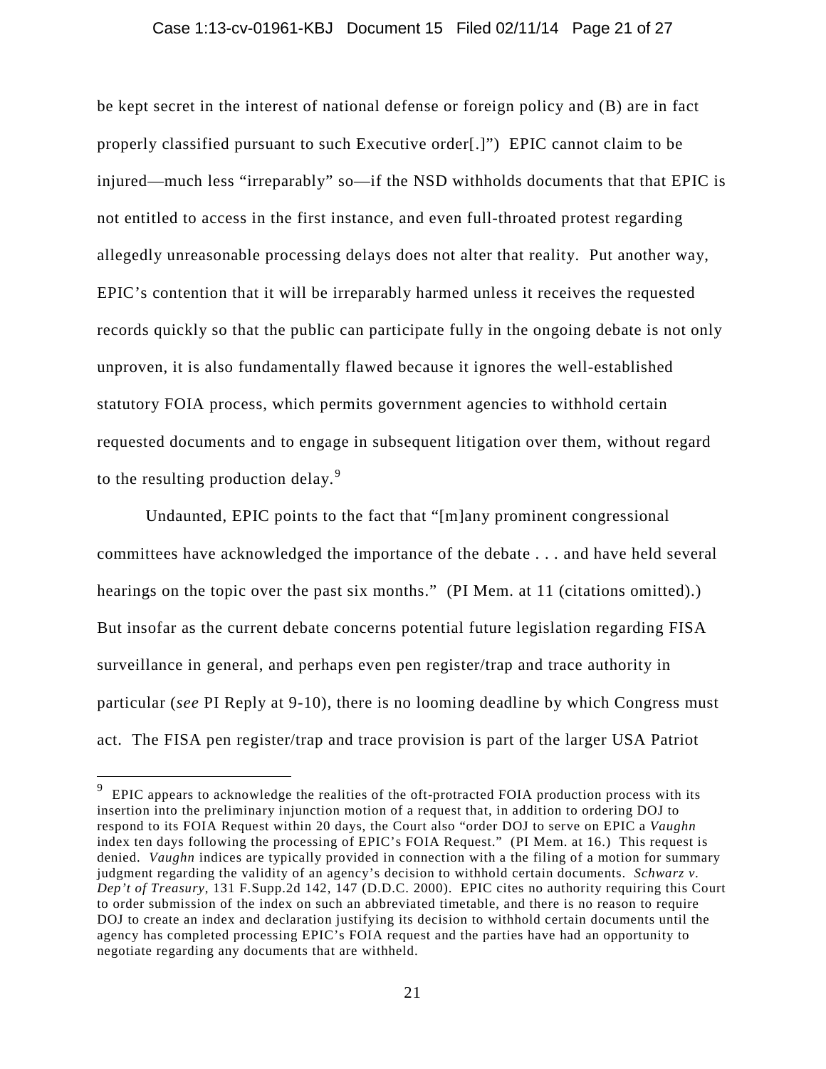be kept secret in the interest of national defense or foreign policy and (B) are in fact properly classified pursuant to such Executive order[.]") EPIC cannot claim to be injured—much less "irreparably" so—if the NSD withholds documents that that EPIC is not entitled to access in the first instance, and even full-throated protest regarding allegedly unreasonable processing delays does not alter that reality. Put another way, EPIC's contention that it will be irreparably harmed unless it receives the requested records quickly so that the public can participate fully in the ongoing debate is not only unproven, it is also fundamentally flawed because it ignores the well-established statutory FOIA process, which permits government agencies to withhold certain requested documents and to engage in subsequent litigation over them, without regard to the resulting production delay.[9]

Undaunted, EPIC points to the fact that "[m]any prominent congressional committees have acknowledged the importance of the debate . . . and have held several hearings on the topic over the past six months." (PI Mem. at 11 (citations omitted).) But insofar as the current debate concerns potential future legislation regarding FISA surveillance in general, and perhaps even pen register/trap and trace authority in particular (*see* PI Reply at 9-10), there is no looming deadline by which Congress must act. The FISA pen register/trap and trace provision is part of the larger USA Patriot

---

[9] EPIC appears to acknowledge the realities of the oft-protracted FOIA production process with its insertion into the preliminary injunction motion of a request that, in addition to ordering DOJ to respond to its FOIA Request within 20 days, the Court also "order DOJ to serve on EPIC a *Vaughn* index ten days following the processing of EPIC's FOIA Request." (PI Mem. at 16.) This request is denied. *Vaughn* indices are typically provided in connection with a the filing of a motion for summary judgment regarding the validity of an agency's decision to withhold certain documents. *Schwarz v. Dep't of Treasury*, 131 F.Supp.2d 142, 147 (D.D.C. 2000). EPIC cites no authority requiring this Court to order submission of the index on such an abbreviated timetable, and there is no reason to require DOJ to create an index and declaration justifying its decision to withhold certain documents until the agency has completed processing EPIC's FOIA request and the parties have had an opportunity to negotiate regarding any documents that are withheld.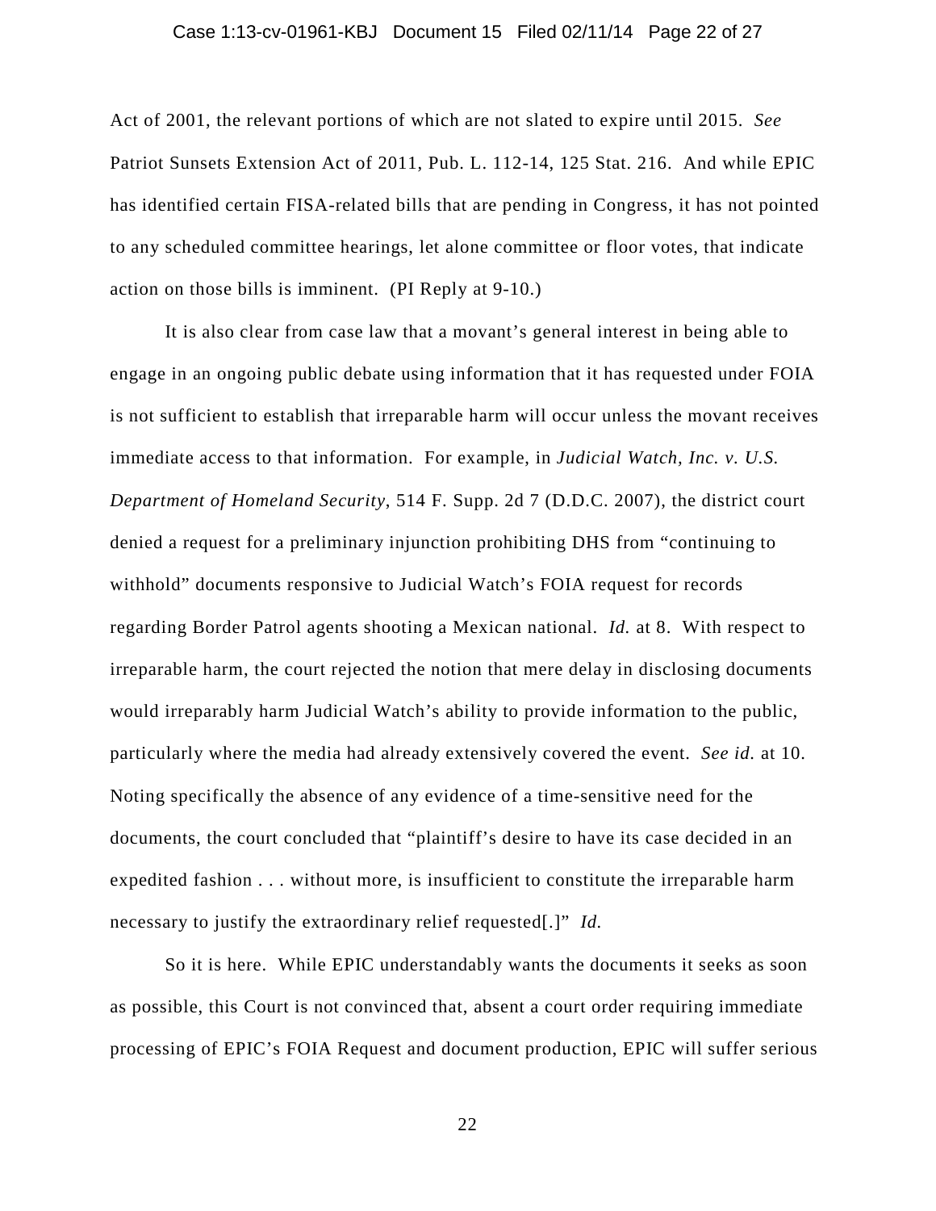Act of 2001, the relevant portions of which are not slated to expire until 2015. *See* Patriot Sunsets Extension Act of 2011, Pub. L. 112-14, 125 Stat. 216. And while EPIC has identified certain FISA-related bills that are pending in Congress, it has not pointed to any scheduled committee hearings, let alone committee or floor votes, that indicate action on those bills is imminent. (PI Reply at 9-10.)

It is also clear from case law that a movant's general interest in being able to engage in an ongoing public debate using information that it has requested under FOIA is not sufficient to establish that irreparable harm will occur unless the movant receives immediate access to that information. For example, in *Judicial Watch, Inc. v. U.S. Department of Homeland Security*, 514 F. Supp. 2d 7 (D.D.C. 2007), the district court denied a request for a preliminary injunction prohibiting DHS from "continuing to withhold" documents responsive to Judicial Watch's FOIA request for records regarding Border Patrol agents shooting a Mexican national. *Id.* at 8. With respect to irreparable harm, the court rejected the notion that mere delay in disclosing documents would irreparably harm Judicial Watch's ability to provide information to the public, particularly where the media had already extensively covered the event. *See id.* at 10. Noting specifically the absence of any evidence of a time-sensitive need for the documents, the court concluded that "plaintiff's desire to have its case decided in an expedited fashion . . . without more, is insufficient to constitute the irreparable harm necessary to justify the extraordinary relief requested[.]" *Id.*

So it is here. While EPIC understandably wants the documents it seeks as soon as possible, this Court is not convinced that, absent a court order requiring immediate processing of EPIC's FOIA Request and document production, EPIC will suffer serious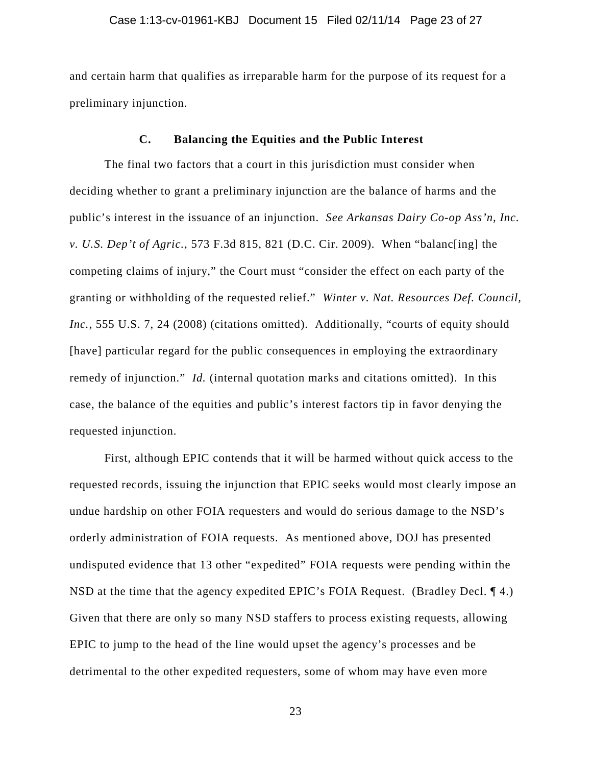and certain harm that qualifies as irreparable harm for the purpose of its request for a preliminary injunction.

### C. Balancing the Equities and the Public Interest

The final two factors that a court in this jurisdiction must consider when deciding whether to grant a preliminary injunction are the balance of harms and the public's interest in the issuance of an injunction. *See Arkansas Dairy Co-op Ass'n, Inc. v. U.S. Dep't of Agric.*, 573 F.3d 815, 821 (D.C. Cir. 2009). When "balanc[ing] the competing claims of injury," the Court must "consider the effect on each party of the granting or withholding of the requested relief." *Winter v. Nat. Resources Def. Council, Inc.*, 555 U.S. 7, 24 (2008) (citations omitted). Additionally, "courts of equity should [have] particular regard for the public consequences in employing the extraordinary remedy of injunction." *Id.* (internal quotation marks and citations omitted). In this case, the balance of the equities and public's interest factors tip in favor denying the requested injunction.

First, although EPIC contends that it will be harmed without quick access to the requested records, issuing the injunction that EPIC seeks would most clearly impose an undue hardship on other FOIA requesters and would do serious damage to the NSD's orderly administration of FOIA requests. As mentioned above, DOJ has presented undisputed evidence that 13 other "expedited" FOIA requests were pending within the NSD at the time that the agency expedited EPIC's FOIA Request. (Bradley Decl. ¶ 4.) Given that there are only so many NSD staffers to process existing requests, allowing EPIC to jump to the head of the line would upset the agency's processes and be detrimental to the other expedited requesters, some of whom may have even more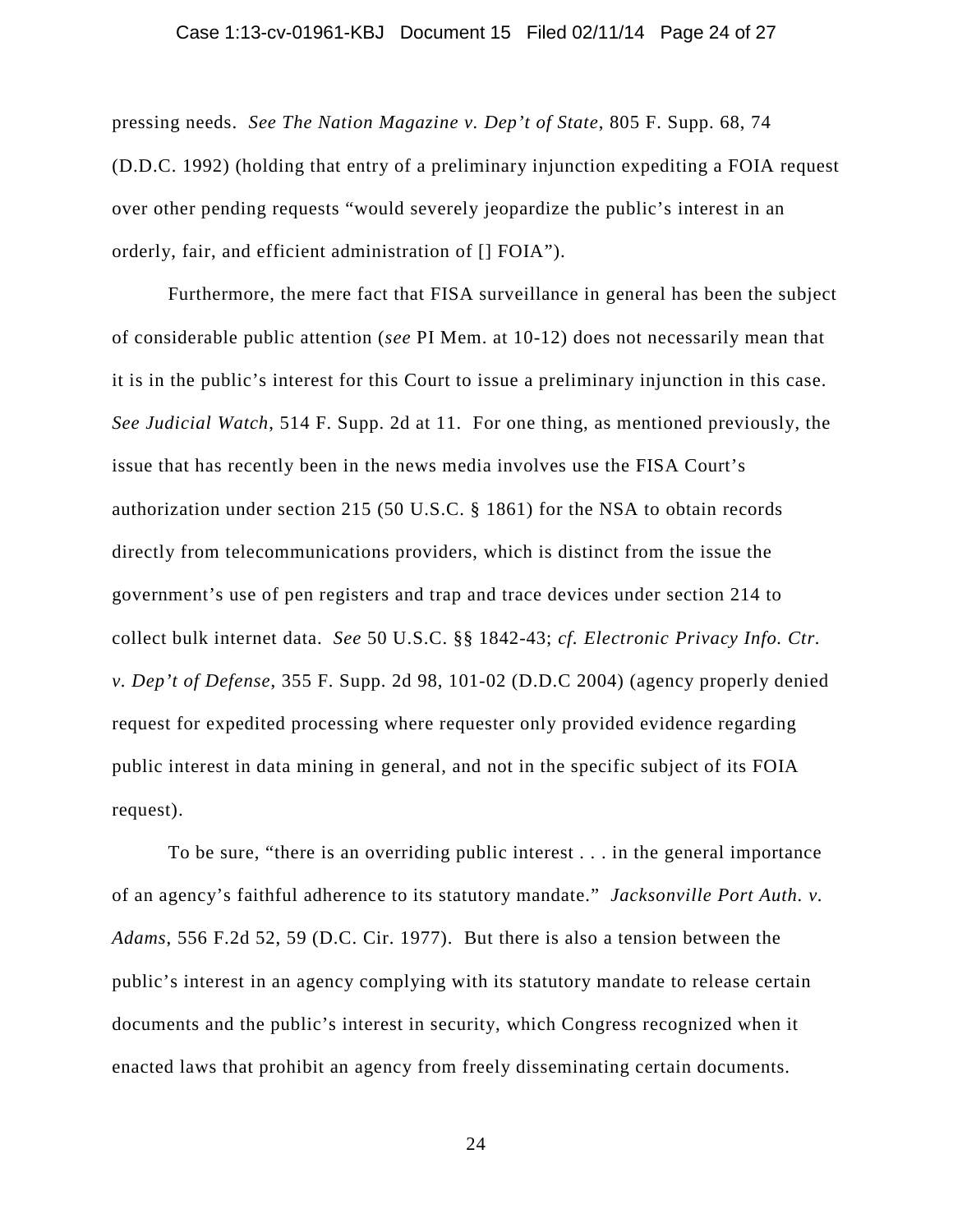pressing needs. *See The Nation Magazine v. Dep't of State*, 805 F. Supp. 68, 74 (D.D.C. 1992) (holding that entry of a preliminary injunction expediting a FOIA request over other pending requests "would severely jeopardize the public's interest in an orderly, fair, and efficient administration of [] FOIA").

Furthermore, the mere fact that FISA surveillance in general has been the subject of considerable public attention (*see* PI Mem. at 10-12) does not necessarily mean that it is in the public's interest for this Court to issue a preliminary injunction in this case. *See Judicial Watch*, 514 F. Supp. 2d at 11. For one thing, as mentioned previously, the issue that has recently been in the news media involves use the FISA Court's authorization under section 215 (50 U.S.C. § 1861) for the NSA to obtain records directly from telecommunications providers, which is distinct from the issue the government's use of pen registers and trap and trace devices under section 214 to collect bulk internet data. *See* 50 U.S.C. §§ 1842-43; *cf. Electronic Privacy Info. Ctr. v. Dep't of Defense*, 355 F. Supp. 2d 98, 101-02 (D.D.C 2004) (agency properly denied request for expedited processing where requester only provided evidence regarding public interest in data mining in general, and not in the specific subject of its FOIA request).

To be sure, "there is an overriding public interest . . . in the general importance of an agency's faithful adherence to its statutory mandate." *Jacksonville Port Auth. v. Adams*, 556 F.2d 52, 59 (D.C. Cir. 1977). But there is also a tension between the public's interest in an agency complying with its statutory mandate to release certain documents and the public's interest in security, which Congress recognized when it enacted laws that prohibit an agency from freely disseminating certain documents.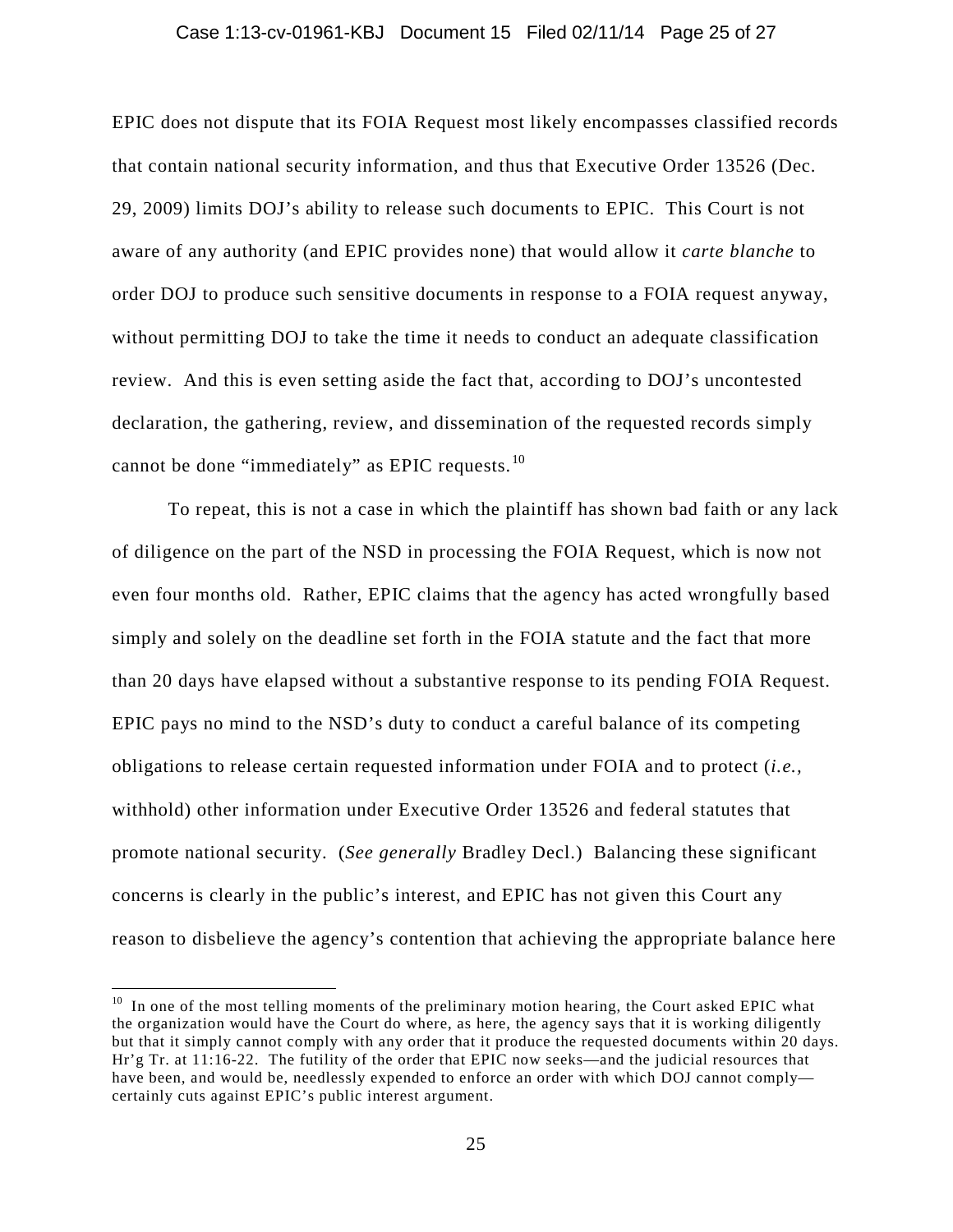EPIC does not dispute that its FOIA Request most likely encompasses classified records that contain national security information, and thus that Executive Order 13526 (Dec. 29, 2009) limits DOJ's ability to release such documents to EPIC. This Court is not aware of any authority (and EPIC provides none) that would allow it *carte blanche* to order DOJ to produce such sensitive documents in response to a FOIA request anyway, without permitting DOJ to take the time it needs to conduct an adequate classification review. And this is even setting aside the fact that, according to DOJ's uncontested declaration, the gathering, review, and dissemination of the requested records simply cannot be done "immediately" as EPIC requests.[10]

To repeat, this is not a case in which the plaintiff has shown bad faith or any lack of diligence on the part of the NSD in processing the FOIA Request, which is now not even four months old. Rather, EPIC claims that the agency has acted wrongfully based simply and solely on the deadline set forth in the FOIA statute and the fact that more than 20 days have elapsed without a substantive response to its pending FOIA Request. EPIC pays no mind to the NSD's duty to conduct a careful balance of its competing obligations to release certain requested information under FOIA and to protect (*i.e.*, withhold) other information under Executive Order 13526 and federal statutes that promote national security. (*See generally* Bradley Decl.) Balancing these significant concerns is clearly in the public's interest, and EPIC has not given this Court any reason to disbelieve the agency's contention that achieving the appropriate balance here

[10] In one of the most telling moments of the preliminary motion hearing, the Court asked EPIC what the organization would have the Court do where, as here, the agency says that it is working diligently but that it simply cannot comply with any order that it produce the requested documents within 20 days. Hr'g Tr. at 11:16-22. The futility of the order that EPIC now seeks—and the judicial resources that have been, and would be, needlessly expended to enforce an order with which DOJ cannot comply—certainly cuts against EPIC's public interest argument.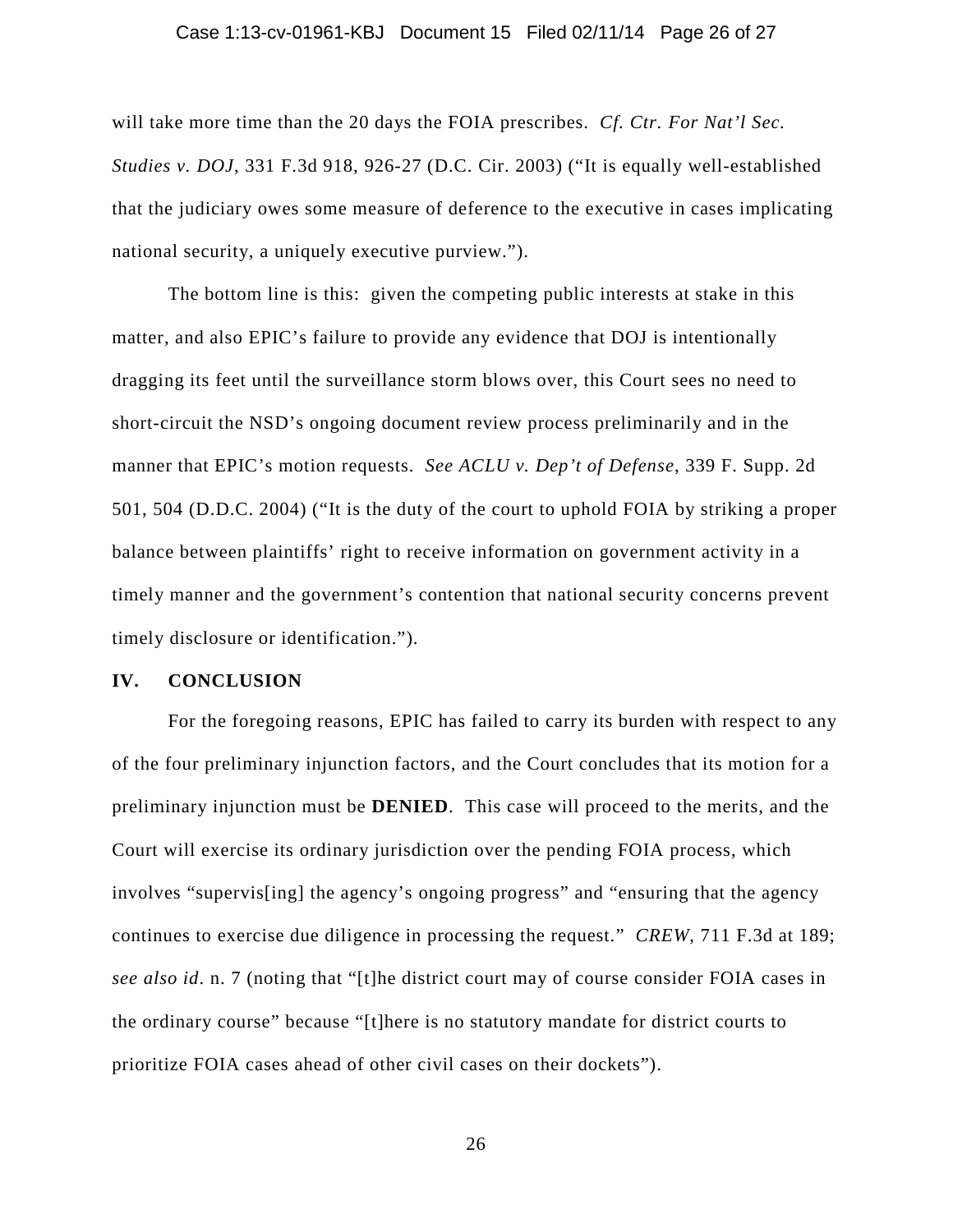will take more time than the 20 days the FOIA prescribes. *Cf. Ctr. For Nat'l Sec. Studies v. DOJ*, 331 F.3d 918, 926-27 (D.C. Cir. 2003) ("It is equally well-established that the judiciary owes some measure of deference to the executive in cases implicating national security, a uniquely executive purview.").

The bottom line is this: given the competing public interests at stake in this matter, and also EPIC's failure to provide any evidence that DOJ is intentionally dragging its feet until the surveillance storm blows over, this Court sees no need to short-circuit the NSD's ongoing document review process preliminarily and in the manner that EPIC's motion requests. *See ACLU v. Dep't of Defense*, 339 F. Supp. 2d 501, 504 (D.D.C. 2004) ("It is the duty of the court to uphold FOIA by striking a proper balance between plaintiffs' right to receive information on government activity in a timely manner and the government's contention that national security concerns prevent timely disclosure or identification.").

## IV. CONCLUSION

For the foregoing reasons, EPIC has failed to carry its burden with respect to any of the four preliminary injunction factors, and the Court concludes that its motion for a preliminary injunction must be **DENIED**. This case will proceed to the merits, and the Court will exercise its ordinary jurisdiction over the pending FOIA process, which involves "supervis[ing] the agency's ongoing progress" and "ensuring that the agency continues to exercise due diligence in processing the request." *CREW*, 711 F.3d at 189; *see also id*. n. 7 (noting that "[t]he district court may of course consider FOIA cases in the ordinary course" because "[t]here is no statutory mandate for district courts to prioritize FOIA cases ahead of other civil cases on their dockets").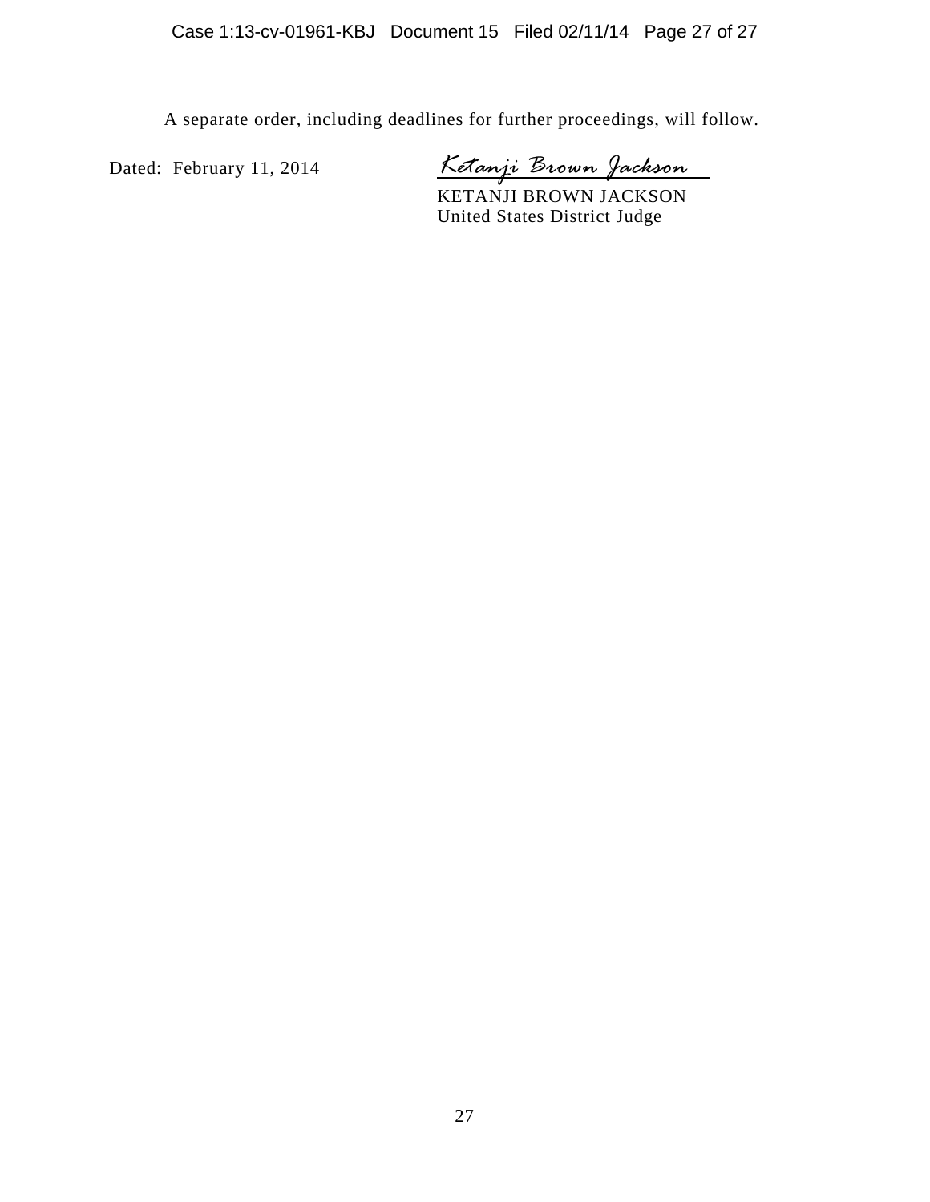A separate order, including deadlines for further proceedings, will follow.

Dated: February 11, 2014

*Ketanji Brown Jackson*

KETANJI BROWN JACKSON
United States District Judge